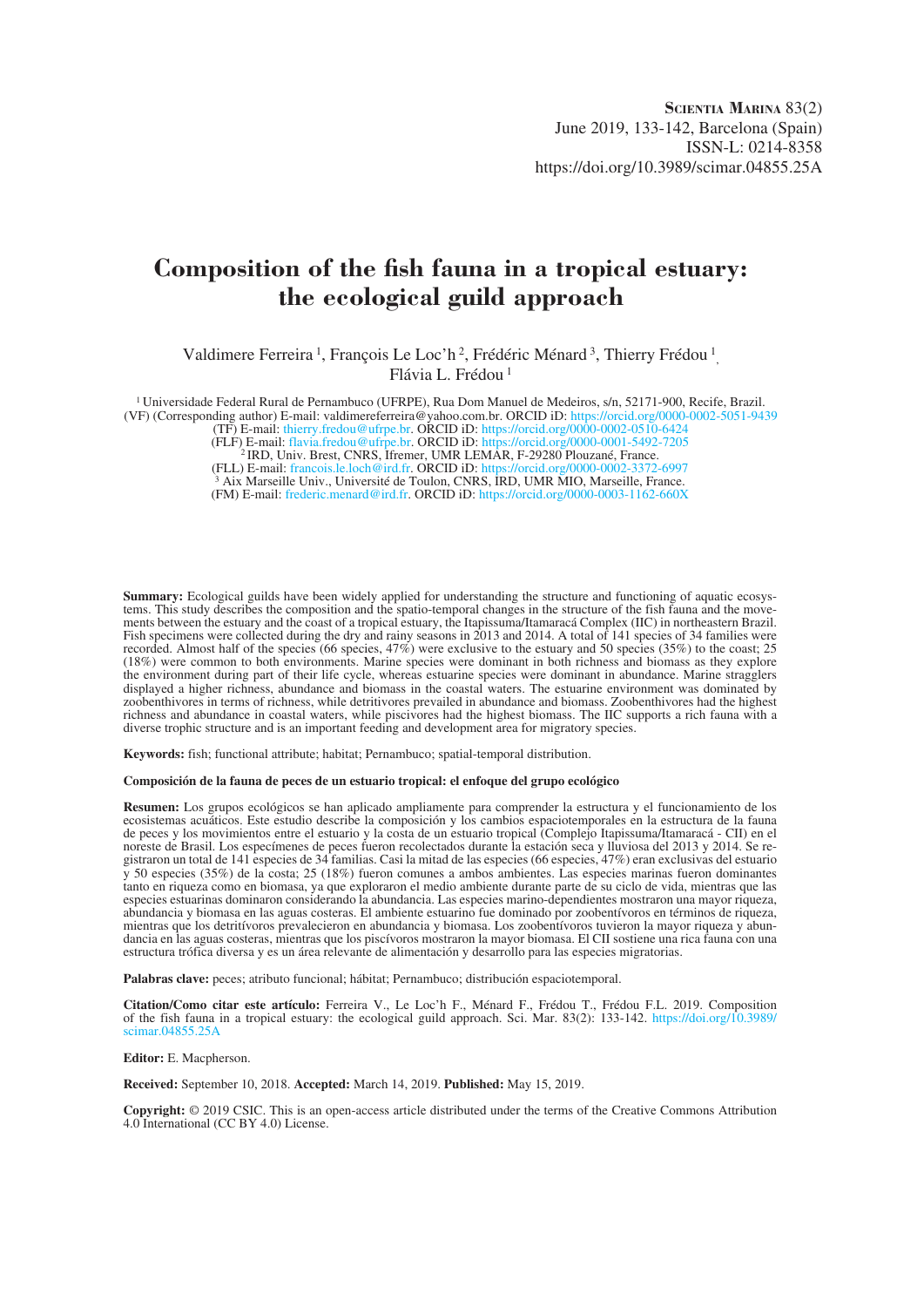# Composition of the fish fauna in a tropical estuary: the ecological guild approach

Valdimere Ferreira [1], François Le Loc'h [2], Frédéric Ménard [3], Thierry Frédou [1], Flávia L. Frédou [1]

[1] Universidade Federal Rural de Pernambuco (UFRPE), Rua Dom Manuel de Medeiros, s/n, 52171-900, Recife, Brazil.
(VF) (Corresponding author) E-mail: valdimereferreira@yahoo.com.br. ORCID iD: https://orcid.org/0000-0002-5051-9439
(TF) E-mail: thierry.fredou@ufrpe.br. ORCID iD: https://orcid.org/0000-0002-0510-6424
(FLF) E-mail: flavia.fredou@ufrpe.br. ORCID iD: https://orcid.org/0000-0001-5492-7205
[2] IRD, Univ. Brest, CNRS, Ifremer, UMR LEMAR, F-29280 Plouzané, France.
(FLL) E-mail: francois.le.loch@ird.fr. ORCID iD: https://orcid.org/0000-0002-3372-6997
[3] Aix Marseille Univ., Université de Toulon, CNRS, IRD, UMR MIO, Marseille, France.
(FM) E-mail: frederic.menard@ird.fr. ORCID iD: https://orcid.org/0000-0003-1162-660X

**Summary:** Ecological guilds have been widely applied for understanding the structure and functioning of aquatic ecosystems. This study describes the composition and the spatio-temporal changes in the structure of the fish fauna and the movements between the estuary and the coast of a tropical estuary, the Itapissuma/Itamaracá Complex (IIC) in northeastern Brazil. Fish specimens were collected during the dry and rainy seasons in 2013 and 2014. A total of 141 species of 34 families were recorded. Almost half of the species (66 species, 47%) were exclusive to the estuary and 50 species (35%) to the coast; 25 (18%) were common to both environments. Marine species were dominant in both richness and biomass as they explore the environment during part of their life cycle, whereas estuarine species were dominant in abundance. Marine stragglers displayed a higher richness, abundance and biomass in the coastal waters. The estuarine environment was dominated by zoobenthivores in terms of richness, while detritivores prevailed in abundance and biomass. Zoobenthivores had the highest richness and abundance in coastal waters, while piscivores had the highest biomass. The IIC supports a rich fauna with a diverse trophic structure and is an important feeding and development area for migratory species.

**Keywords:** fish; functional attribute; habitat; Pernambuco; spatial-temporal distribution.

**Composición de la fauna de peces de un estuario tropical: el enfoque del grupo ecológico**

**Resumen:** Los grupos ecológicos se han aplicado ampliamente para comprender la estructura y el funcionamiento de los ecosistemas acuáticos. Este estudio describe la composición y los cambios espaciotemporales en la estructura de la fauna de peces y los movimientos entre el estuario y la costa de un estuario tropical (Complejo Itapissuma/Itamaracá - CII) en el noreste de Brasil. Los especímenes de peces fueron recolectados durante la estación seca y lluviosa del 2013 y 2014. Se registraron un total de 141 especies de 34 familias. Casi la mitad de las especies (66 especies, 47%) eran exclusivas del estuario y 50 especies (35%) de la costa; 25 (18%) fueron comunes a ambos ambientes. Las especies marinas fueron dominantes tanto en riqueza como en biomasa, ya que exploraron el medio ambiente durante parte de su ciclo de vida, mientras que las especies estuarinas dominaron considerando la abundancia. Las especies marino-dependientes mostraron una mayor riqueza, abundancia y biomasa en las aguas costeras. El ambiente estuarino fue dominado por zoobentívoros en términos de riqueza, mientras que los detritívoros prevalecieron en abundancia y biomasa. Los zoobentívoros tuvieron la mayor riqueza y abundancia en las aguas costeras, mientras que los piscívoros mostraron la mayor biomasa. El CII sostiene una rica fauna con una estructura trófica diversa y es un área relevante de alimentación y desarrollo para las especies migratorias.

**Palabras clave:** peces; atributo funcional; hábitat; Pernambuco; distribución espaciotemporal.

**Citation/Como citar este artículo:** Ferreira V., Le Loc'h F., Ménard F., Frédou T., Frédou F.L. 2019. Composition of the fish fauna in a tropical estuary: the ecological guild approach. Sci. Mar. 83(2): 133-142. https://doi.org/10.3989/scimar.04855.25A

**Editor:** E. Macpherson.

**Received:** September 10, 2018. **Accepted:** March 14, 2019. **Published:** May 15, 2019.

**Copyright:** © 2019 CSIC. This is an open-access article distributed under the terms of the Creative Commons Attribution 4.0 International (CC BY 4.0) License.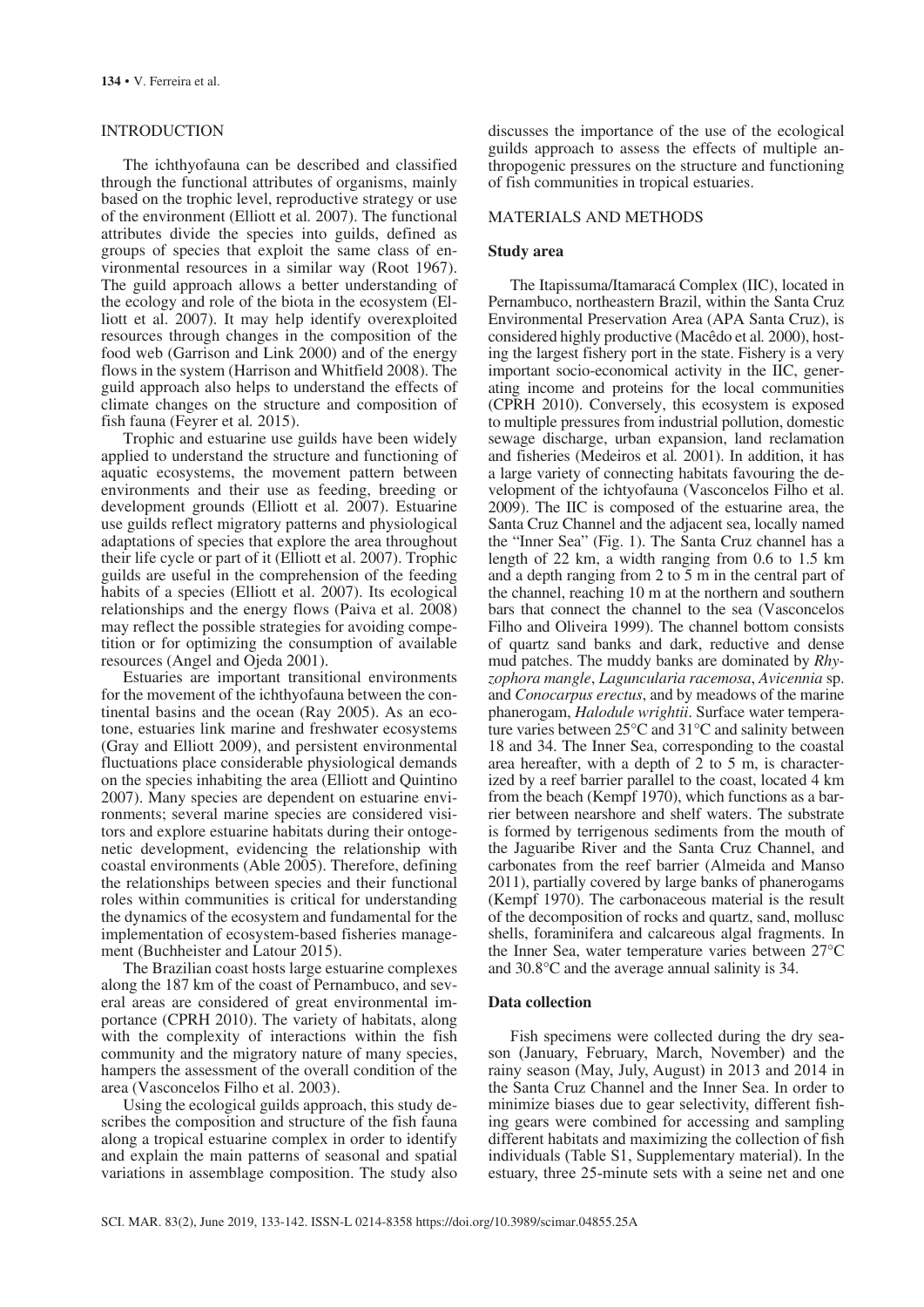## INTRODUCTION

The ichthyofauna can be described and classified through the functional attributes of organisms, mainly based on the trophic level, reproductive strategy or use of the environment (Elliott et al*.* 2007). The functional attributes divide the species into guilds, defined as groups of species that exploit the same class of environmental resources in a similar way (Root 1967). The guild approach allows a better understanding of the ecology and role of the biota in the ecosystem (Elliott et al. 2007). It may help identify overexploited resources through changes in the composition of the food web (Garrison and Link 2000) and of the energy flows in the system (Harrison and Whitfield 2008). The guild approach also helps to understand the effects of climate changes on the structure and composition of fish fauna (Feyrer et al*.* 2015).

Trophic and estuarine use guilds have been widely applied to understand the structure and functioning of aquatic ecosystems, the movement pattern between environments and their use as feeding, breeding or development grounds (Elliott et al*.* 2007). Estuarine use guilds reflect migratory patterns and physiological adaptations of species that explore the area throughout their life cycle or part of it (Elliott et al. 2007). Trophic guilds are useful in the comprehension of the feeding habits of a species (Elliott et al. 2007). Its ecological relationships and the energy flows (Paiva et al. 2008) may reflect the possible strategies for avoiding competition or for optimizing the consumption of available resources (Angel and Ojeda 2001).

Estuaries are important transitional environments for the movement of the ichthyofauna between the continental basins and the ocean (Ray 2005). As an ecotone, estuaries link marine and freshwater ecosystems (Gray and Elliott 2009), and persistent environmental fluctuations place considerable physiological demands on the species inhabiting the area (Elliott and Quintino 2007). Many species are dependent on estuarine environments; several marine species are considered visitors and explore estuarine habitats during their ontogenetic development, evidencing the relationship with coastal environments (Able 2005). Therefore, defining the relationships between species and their functional roles within communities is critical for understanding the dynamics of the ecosystem and fundamental for the implementation of ecosystem-based fisheries management (Buchheister and Latour 2015).

The Brazilian coast hosts large estuarine complexes along the 187 km of the coast of Pernambuco, and several areas are considered of great environmental importance (CPRH 2010). The variety of habitats, along with the complexity of interactions within the fish community and the migratory nature of many species, hampers the assessment of the overall condition of the area (Vasconcelos Filho et al. 2003).

Using the ecological guilds approach, this study describes the composition and structure of the fish fauna along a tropical estuarine complex in order to identify and explain the main patterns of seasonal and spatial variations in assemblage composition. The study also discusses the importance of the use of the ecological guilds approach to assess the effects of multiple anthropogenic pressures on the structure and functioning of fish communities in tropical estuaries.

## MATERIALS AND METHODS

### Study area

The Itapissuma/Itamaracá Complex (IIC), located in Pernambuco, northeastern Brazil, within the Santa Cruz Environmental Preservation Area (APA Santa Cruz), is considered highly productive (Macêdo et al*.* 2000), hosting the largest fishery port in the state. Fishery is a very important socio-economical activity in the IIC, generating income and proteins for the local communities (CPRH 2010). Conversely, this ecosystem is exposed to multiple pressures from industrial pollution, domestic sewage discharge, urban expansion, land reclamation and fisheries (Medeiros et al*.* 2001). In addition, it has a large variety of connecting habitats favouring the development of the ichtyofauna (Vasconcelos Filho et al. 2009). The IIC is composed of the estuarine area, the Santa Cruz Channel and the adjacent sea, locally named the "Inner Sea" (Fig. 1). The Santa Cruz channel has a length of 22 km, a width ranging from 0.6 to 1.5 km and a depth ranging from 2 to 5 m in the central part of the channel, reaching 10 m at the northern and southern bars that connect the channel to the sea (Vasconcelos Filho and Oliveira 1999). The channel bottom consists of quartz sand banks and dark, reductive and dense mud patches. The muddy banks are dominated by *Rhyzophora mangle*, *Laguncularia racemosa*, *Avicennia* sp. and *Conocarpus erectus*, and by meadows of the marine phanerogam, *Halodule wrightii*. Surface water temperature varies between 25°C and 31°C and salinity between 18 and 34. The Inner Sea, corresponding to the coastal area hereafter, with a depth of 2 to 5 m, is characterized by a reef barrier parallel to the coast, located 4 km from the beach (Kempf 1970), which functions as a barrier between nearshore and shelf waters. The substrate is formed by terrigenous sediments from the mouth of the Jaguaribe River and the Santa Cruz Channel, and carbonates from the reef barrier (Almeida and Manso 2011), partially covered by large banks of phanerogams (Kempf 1970). The carbonaceous material is the result of the decomposition of rocks and quartz, sand, mollusc shells, foraminifera and calcareous algal fragments. In the Inner Sea, water temperature varies between 27°C and 30.8°C and the average annual salinity is 34.

### Data collection

Fish specimens were collected during the dry season (January, February, March, November) and the rainy season (May, July, August) in 2013 and 2014 in the Santa Cruz Channel and the Inner Sea. In order to minimize biases due to gear selectivity, different fishing gears were combined for accessing and sampling different habitats and maximizing the collection of fish individuals (Table S1, Supplementary material). In the estuary, three 25-minute sets with a seine net and one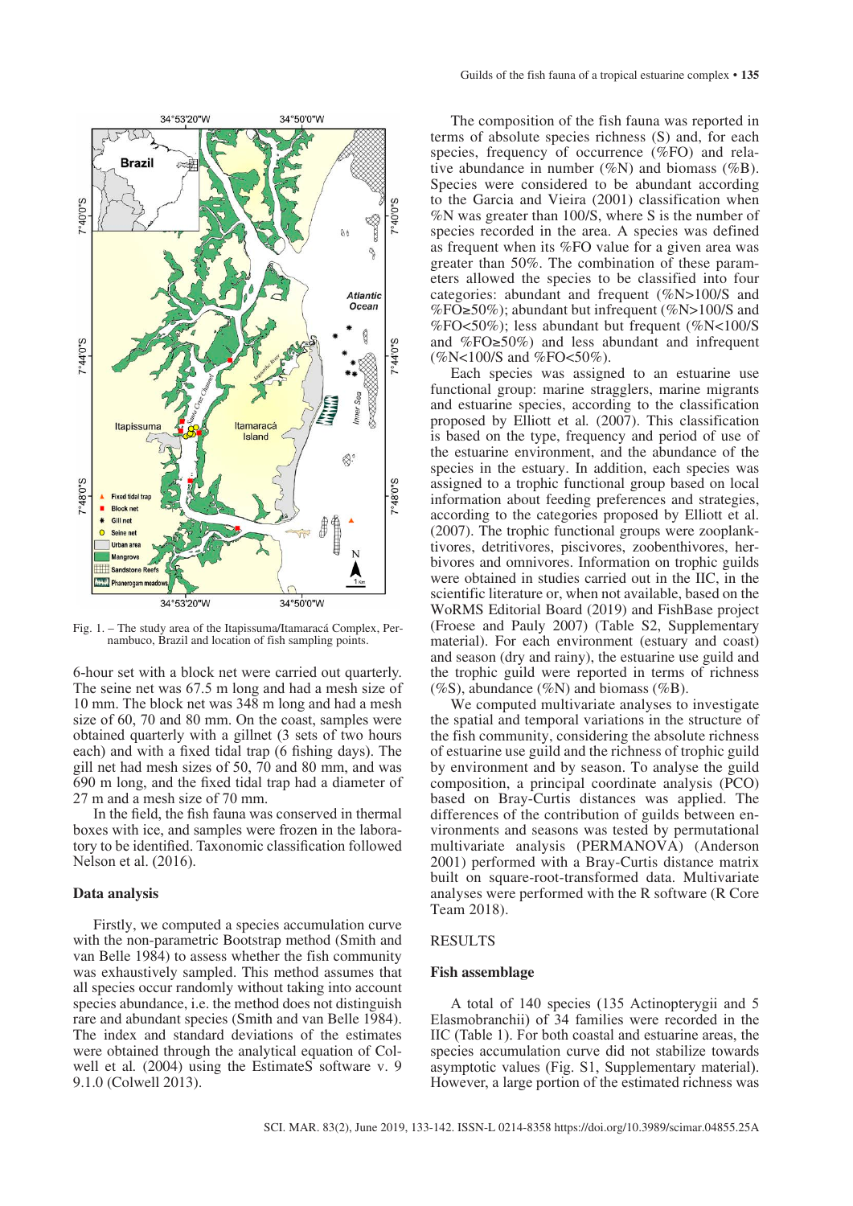Fig. 1. – The study area of the Itapissuma/Itamaracá Complex, Pernambuco, Brazil and location of fish sampling points.

6-hour set with a block net were carried out quarterly. The seine net was 67.5 m long and had a mesh size of 10 mm. The block net was 348 m long and had a mesh size of 60, 70 and 80 mm. On the coast, samples were obtained quarterly with a gillnet (3 sets of two hours each) and with a fixed tidal trap (6 fishing days). The gill net had mesh sizes of 50, 70 and 80 mm, and was 690 m long, and the fixed tidal trap had a diameter of 27 m and a mesh size of 70 mm.

In the field, the fish fauna was conserved in thermal boxes with ice, and samples were frozen in the laboratory to be identified. Taxonomic classification followed Nelson et al. (2016).

### Data analysis

Firstly, we computed a species accumulation curve with the non-parametric Bootstrap method (Smith and van Belle 1984) to assess whether the fish community was exhaustively sampled. This method assumes that all species occur randomly without taking into account species abundance, i.e. the method does not distinguish rare and abundant species (Smith and van Belle 1984). The index and standard deviations of the estimates were obtained through the analytical equation of Colwell et al. (2004) using the EstimateS software v. 9 9.1.0 (Colwell 2013).

The composition of the fish fauna was reported in terms of absolute species richness (S) and, for each species, frequency of occurrence (%FO) and relative abundance in number (%N) and biomass (%B). Species were considered to be abundant according to the Garcia and Vieira (2001) classification when %N was greater than 100/S, where S is the number of species recorded in the area. A species was defined as frequent when its %FO value for a given area was greater than 50%. The combination of these parameters allowed the species to be classified into four categories: abundant and frequent (%N>100/S and %FO≥50%); abundant but infrequent (%N>100/S and %FO<50%); less abundant but frequent (%N<100/S and %FO≥50%) and less abundant and infrequent (%N<100/S and %FO<50%).

Each species was assigned to an estuarine use functional group: marine stragglers, marine migrants and estuarine species, according to the classification proposed by Elliott et al. (2007). This classification is based on the type, frequency and period of use of the estuarine environment, and the abundance of the species in the estuary. In addition, each species was assigned to a trophic functional group based on local information about feeding preferences and strategies, according to the categories proposed by Elliott et al. (2007). The trophic functional groups were zooplanktivores, detritivores, piscivores, zoobenthivores, herbivores and omnivores. Information on trophic guilds were obtained in studies carried out in the IIC, in the scientific literature or, when not available, based on the WoRMS Editorial Board (2019) and FishBase project (Froese and Pauly 2007) (Table S2, Supplementary material). For each environment (estuary and coast) and season (dry and rainy), the estuarine use guild and the trophic guild were reported in terms of richness (%S), abundance (%N) and biomass (%B).

We computed multivariate analyses to investigate the spatial and temporal variations in the structure of the fish community, considering the absolute richness of estuarine use guild and the richness of trophic guild by environment and by season. To analyse the guild composition, a principal coordinate analysis (PCO) based on Bray-Curtis distances was applied. The differences of the contribution of guilds between environments and seasons was tested by permutational multivariate analysis (PERMANOVA) (Anderson 2001) performed with a Bray-Curtis distance matrix built on square-root-transformed data. Multivariate analyses were performed with the R software (R Core Team 2018).

## RESULTS

### Fish assemblage

A total of 140 species (135 Actinopterygii and 5 Elasmobranchii) of 34 families were recorded in the IIC (Table 1). For both coastal and estuarine areas, the species accumulation curve did not stabilize towards asymptotic values (Fig. S1, Supplementary material). However, a large portion of the estimated richness was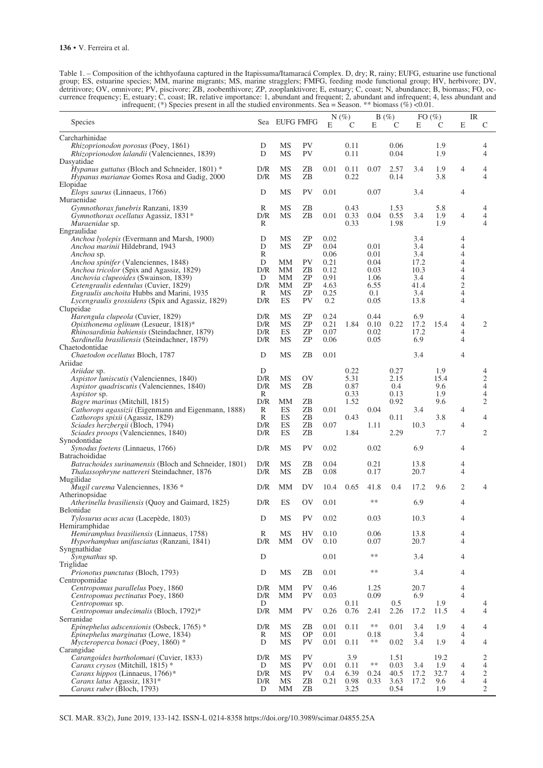Table 1. – Composition of the ichthyofauna captured in the Itapissuma/Itamaracá Complex. D, dry; R, rainy; EUFG, estuarine use functional group; ES, estuarine species; MM, marine migrants; MS, marine stragglers; FMFG, feeding mode functional group; HV, herbivore; DV, detritivore; OV, omnivore; PV, piscivore; ZB, zoobenthivore; ZP, zooplanktivore; E, estuary; C, coast; N, abundance; B, biomass; FO, occurrence frequency; E, estuary; C, coast; IR, relative importance: 1, abundant and frequent; 2, abundant and infrequent; 4, less abundant and infrequent; (*) Species present in all the studied environments. Sea = Season. ** biomass (%) <0.01.

| Species | Sea | EUFG | FMFG | N (%) | | B (%) | | FO (%) | | IR | |
|---|---|---|---|---|---|---|---|---|---|---|---|
| | | | | E | C | E | C | E | C | E | C |
| Carcharhinidae | | | | | | | | | | | |
| *Rhizoprionodon porosus* (Poey, 1861) | D | MS | PV | | 0.11 | | 0.06 | | 1.9 | | 4 |
| *Rhizoprionodon lalandii* (Valenciennes, 1839) | D | MS | PV | | 0.11 | | 0.04 | | 1.9 | | 4 |
| Dasyatidae | | | | | | | | | | | |
| *Hypanus guttatus* (Bloch and Schneider, 1801) * | D/R | MS | ZB | 0.01 | 0.11 | 0.07 | 2.57 | 3.4 | 1.9 | 4 | 4 |
| *Hypanus marianae* Gomes Rosa and Gadig, 2000 | D/R | MS | ZB | | 0.22 | | 0.14 | | 3.8 | | 4 |
| Elopidae | | | | | | | | | | | |
| *Elops saurus* (Linnaeus, 1766) | D | MS | PV | 0.01 | | 0.07 | | 3.4 | | 4 | |
| Muraenidae | | | | | | | | | | | |
| *Gymnothorax funebris* Ranzani, 1839 | R | MS | ZB | | 0.43 | | 1.53 | | 5.8 | | 4 |
| *Gymnothorax ocellatus* Agassiz, 1831* | D/R | MS | ZB | 0.01 | 0.33 | 0.04 | 0.55 | 3.4 | 1.9 | 4 | 4 |
| *Muraenidae* sp. | R | | | | 0.33 | | 1.98 | | 1.9 | | 4 |
| Engraulidae | | | | | | | | | | | |
| *Anchoa lyolepis* (Evermann and Marsh, 1900) | D | MS | ZP | 0.02 | | | | 3.4 | | 4 | |
| *Anchoa marinii* Hildebrand, 1943 | D | MS | ZP | 0.04 | | 0.01 | | 3.4 | | 4 | |
| *Anchoa* sp. | R | | | 0.06 | | 0.01 | | 3.4 | | 4 | |
| *Anchoa spinifer* (Valenciennes, 1848) | D | MM | PV | 0.21 | | 0.04 | | 17.2 | | 4 | |
| *Anchoa tricolor* (Spix and Agassiz, 1829) | D/R | MM | ZB | 0.12 | | 0.03 | | 10.3 | | 4 | |
| *Anchovia clupeoides* (Swainson, 1839) | D | MM | ZP | 0.91 | | 1.06 | | 3.4 | | 4 | |
| *Cetengraulis edentulus* (Cuvier, 1829) | D/R | MM | ZP | 4.63 | | 6.55 | | 41.4 | | 2 | |
| *Engraulis anchoita* Hubbs and Marini, 1935 | R | MS | ZP | 0.25 | | 0.1 | | 3.4 | | 4 | |
| *Lycengraulis grossidens* (Spix and Agassiz, 1829) | D/R | ES | PV | 0.2 | | 0.05 | | 13.8 | | 4 | |
| Clupeidae | | | | | | | | | | | |
| *Harengula clupeola* (Cuvier, 1829) | D/R | MS | ZP | 0.24 | | 0.44 | | 6.9 | | 4 | |
| *Opisthonema oglinum* (Lesueur, 1818)* | D/R | MS | ZP | 0.21 | 1.84 | 0.10 | 0.22 | 17.2 | 15.4 | 4 | 2 |
| *Rhinosardinia bahiensis* (Steindachner, 1879) | D/R | ES | ZP | 0.07 | | 0.02 | | 17.2 | | 4 | |
| *Sardinella brasiliensis* (Steindachner, 1879) | D/R | MS | ZP | 0.06 | | 0.05 | | 6.9 | | 4 | |
| Chaetodontidae | | | | | | | | | | | |
| *Chaetodon ocellatus* Bloch, 1787 | D | MS | ZB | 0.01 | | | | 3.4 | | 4 | |
| Ariidae | | | | | | | | | | | |
| *Ariidae* sp. | D | | | | 0.22 | | 0.27 | | 1.9 | | 4 |
| *Aspistor luniscutis* (Valenciennes, 1840) | D/R | MS | OV | | 5.31 | | 2.15 | | 15.4 | | 2 |
| *Aspistor quadriscutis* (Valenciennes, 1840) | D/R | MS | ZB | | 0.87 | | 0.4 | | 9.6 | | 4 |
| *Aspistor* sp. | R | | | | 0.33 | | 0.13 | | 1.9 | | 4 |
| *Bagre marinus* (Mitchill, 1815) | D/R | MM | ZB | | 1.52 | | 0.92 | | 9.6 | | 2 |
| *Cathorops agassizii* (Eigenmann and Eigenmann, 1888) | R | ES | ZB | 0.01 | | 0.04 | | 3.4 | | 4 | |
| *Cathorops spixii* (Agassiz, 1829) | R | ES | ZB | | 0.43 | | 0.11 | | 3.8 | | 4 |
| *Sciades herzbergii* (Bloch, 1794) | D/R | ES | ZB | 0.07 | | 1.11 | | 10.3 | | 4 | |
| *Sciades proops* (Valenciennes, 1840) | D/R | ES | ZB | | 1.84 | | 2.29 | | 7.7 | | 2 |
| Synodontidae | | | | | | | | | | | |
| *Synodus foetens* (Linnaeus, 1766) | D/R | MS | PV | 0.02 | | 0.02 | | 6.9 | | 4 | |
| Batrachoididae | | | | | | | | | | | |
| *Batrachoides surinamensis* (Bloch and Schneider, 1801) | D/R | MS | ZB | 0.04 | | 0.21 | | 13.8 | | 4 | |
| *Thalassophryne nattereri* Steindachner, 1876 | D/R | MS | ZB | 0.08 | | 0.17 | | 20.7 | | 4 | |
| Mugilidae | | | | | | | | | | | |
| *Mugil curema* Valenciennes, 1836 * | D/R | MM | DV | 10.4 | 0.65 | 41.8 | 0.4 | 17.2 | 9.6 | 2 | 4 |
| Atherinopsidae | | | | | | | | | | | |
| *Atherinella brasiliensis* (Quoy and Gaimard, 1825) | D/R | ES | OV | 0.01 | | ** | | 6.9 | | 4 | |
| Belonidae | | | | | | | | | | | |
| *Tylosurus acus acus* (Lacepède, 1803) | D | MS | PV | 0.02 | | 0.03 | | 10.3 | | 4 | |
| Hemiramphidae | | | | | | | | | | | |
| *Hemiramphus brasiliensis* (Linnaeus, 1758) | R | MS | HV | 0.10 | | 0.06 | | 13.8 | | 4 | |
| *Hyporhamphus unifasciatus* (Ranzani, 1841) | D/R | MM | OV | 0.10 | | 0.07 | | 20.7 | | 4 | |
| Syngnathidae | | | | | | | | | | | |
| *Syngnathus* sp. | D | | | 0.01 | | ** | | 3.4 | | 4 | |
| Triglidae | | | | | | | | | | | |
| *Prionotus punctatus* (Bloch, 1793) | D | MS | ZB | 0.01 | | ** | | 3.4 | | 4 | |
| Centropomidae | | | | | | | | | | | |
| *Centropomus parallelus* Poey, 1860 | D/R | MM | PV | 0.46 | | 1.25 | | 20.7 | | 4 | |
| *Centropomus pectinatus* Poey, 1860 | D/R | MM | PV | 0.03 | | 0.09 | | 6.9 | | 4 | |
| *Centropomus* sp. | D | | | | 0.11 | | 0.5 | | 1.9 | | 4 |
| *Centropomus undecimalis* (Bloch, 1792)* | D/R | MM | PV | 0.26 | 0.76 | 2.41 | 2.26 | 17.2 | 11.5 | 4 | 4 |
| Serranidae | | | | | | | | | | | |
| *Epinephelus adscensionis* (Osbeck, 1765) * | D/R | MS | ZB | 0.01 | 0.11 | ** | 0.01 | 3.4 | 1.9 | 4 | 4 |
| *Epinephelus marginatus* (Lowe, 1834) | R | MS | OP | 0.01 | | 0.18 | | 3.4 | | 4 | |
| *Mycteroperca bonaci* (Poey, 1860) * | D | MS | PV | 0.01 | 0.11 | ** | 0.02 | 3.4 | 1.9 | 4 | 4 |
| Carangidae | | | | | | | | | | | |
| *Carangoides bartholomaei* (Cuvier, 1833) | D/R | MS | PV | | 3.9 | | 1.51 | | 19.2 | | 2 |
| *Caranx crysos* (Mitchill, 1815) * | D | MS | PV | 0.01 | 0.11 | ** | 0.03 | 3.4 | 1.9 | 4 | 4 |
| *Caranx hippos* (Linnaeus, 1766)* | D/R | MS | PV | 0.4 | 6.39 | 0.24 | 40.5 | 17.2 | 32.7 | 4 | 2 |
| *Caranx latus* Agassiz, 1831* | D/R | MS | ZB | 0.21 | 0.98 | 0.33 | 3.63 | 17.2 | 9.6 | 4 | 4 |
| *Caranx ruber* (Bloch, 1793) | D | MM | ZB | | 3.25 | | 0.54 | | 1.9 | | 2 |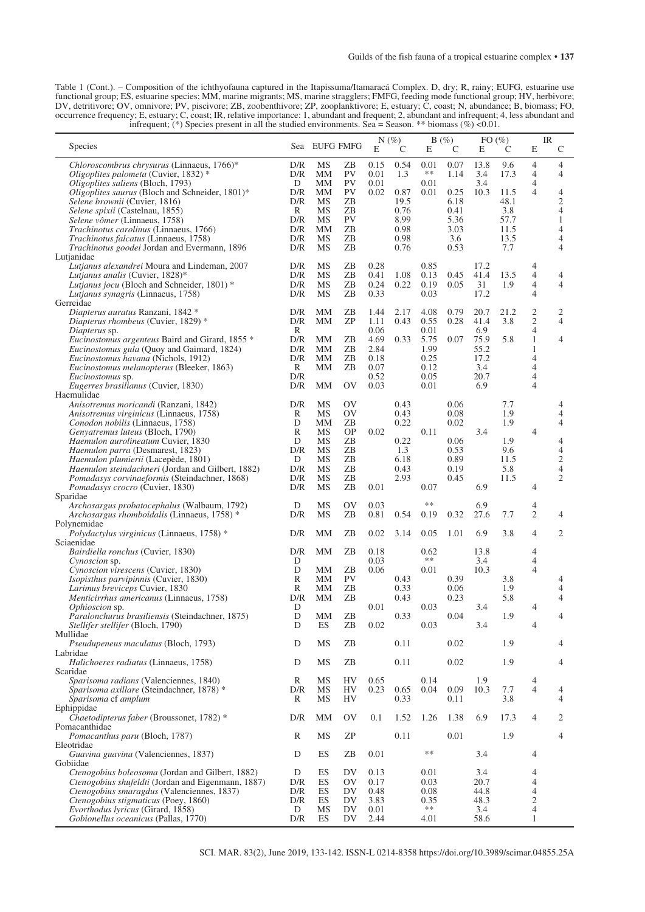Table 1 (Cont.). – Composition of the ichthyofauna captured in the Itapissuma/Itamaracá Complex. D, dry; R, rainy; EUFG, estuarine use functional group; ES, estuarine species; MM, marine migrants; MS, marine stragglers; FMFG, feeding mode functional group; HV, herbivore; DV, detritivore; OV, omnivore; PV, piscivore; ZB, zoobenthivore; ZP, zooplanktivore; E, estuary; C, coast; N, abundance; B, biomass; FO, occurrence frequency; E, estuary; C, coast; IR, relative importance: 1, abundant and frequent; 2, abundant and infrequent; 4, less abundant and infrequent; (*) Species present in all the studied environments. Sea = Season. ** biomass (%) <0.01.

| Species | Sea | EUFG | FMFG | N (%) | | B (%) | | FO (%) | | IR | |
|---|---|---|---|---|---|---|---|---|---|---|---|
| | | | | E | C | E | C | E | C | E | C |
| *Chloroscombrus chrysurus* (Linnaeus, 1766)* | D/R | MS | ZB | 0.15 | 0.54 | 0.01 | 0.07 | 13.8 | 9.6 | 4 | 4 |
| *Oligoplites palometa* (Cuvier, 1832) * | D/R | MM | PV | 0.01 | 1.3 | ** | 1.14 | 3.4 | 17.3 | 4 | 4 |
| *Oligoplites saliens* (Bloch, 1793) | D | MM | PV | 0.01 | | 0.01 | | 3.4 | | 4 | |
| *Oligoplites saurus* (Bloch and Schneider, 1801)* | D/R | MM | PV | 0.02 | 0.87 | 0.01 | 0.25 | 10.3 | 11.5 | 4 | 4 |
| *Selene brownii* (Cuvier, 1816) | D/R | MS | ZB | | 19.5 | | 6.18 | | 48.1 | | 2 |
| *Selene spixii* (Castelnau, 1855) | R | MS | ZB | | 0.76 | | 0.41 | | 3.8 | | 4 |
| *Selene vômer* (Linnaeus, 1758) | D/R | MS | PV | | 8.99 | | 5.36 | | 57.7 | | 1 |
| *Trachinotus carolinus* (Linnaeus, 1766) | D/R | MM | ZB | | 0.98 | | 3.03 | | 11.5 | | 4 |
| *Trachinotus falcatus* (Linnaeus, 1758) | D/R | MS | ZB | | 0.98 | | 3.6 | | 13.5 | | 4 |
| *Trachinotus goodei* Jordan and Evermann, 1896 | D/R | MS | ZB | | 0.76 | | 0.53 | | 7.7 | | 4 |
| Lutjanidae | | | | | | | | | | | |
| *Lutjanus alexandrei* Moura and Lindeman, 2007 | D/R | MS | ZB | 0.28 | | 0.85 | | 17.2 | | 4 | |
| *Lutjanus analis* (Cuvier, 1828)* | D/R | MS | ZB | 0.41 | 1.08 | 0.13 | 0.45 | 41.4 | 13.5 | 4 | 4 |
| *Lutjanus jocu* (Bloch and Schneider, 1801) * | D/R | MS | ZB | 0.24 | 0.22 | 0.19 | 0.05 | 31 | 1.9 | 4 | 4 |
| *Lutjanus synagris* (Linnaeus, 1758) | D/R | MS | ZB | 0.33 | | 0.03 | | 17.2 | | 4 | |
| Gerreidae | | | | | | | | | | | |
| *Diapterus auratus* Ranzani, 1842 * | D/R | MM | ZB | 1.44 | 2.17 | 4.08 | 0.79 | 20.7 | 21.2 | 2 | 2 |
| *Diapterus rhombeus* (Cuvier, 1829) * | D/R | MM | ZP | 1.11 | 0.43 | 0.55 | 0.28 | 41.4 | 3.8 | 2 | 4 |
| *Diapterus* sp. | R | | | 0.06 | | 0.01 | | 6.9 | | 4 | |
| *Eucinostomus argenteus* Baird and Girard, 1855 * | D/R | MM | ZB | 4.69 | 0.33 | 5.75 | 0.07 | 75.9 | 5.8 | 1 | 4 |
| *Eucinostomus gula* (Quoy and Gaimard, 1824) | D/R | MM | ZB | 2.84 | | 1.99 | | 55.2 | | 1 | |
| *Eucinostomus havana* (Nichols, 1912) | D/R | MM | ZB | 0.18 | | 0.25 | | 17.2 | | 4 | |
| *Eucinostomus melanopterus* (Bleeker, 1863) | R | MM | ZB | 0.07 | | 0.12 | | 3.4 | | 4 | |
| *Eucinostomus* sp. | D/R | | | 0.52 | | 0.05 | | 20.7 | | 4 | |
| *Eugerres brasilianus* (Cuvier, 1830) | D/R | MM | OV | 0.03 | | 0.01 | | 6.9 | | 4 | |
| Haemulidae | | | | | | | | | | | |
| *Anisotremus moricandi* (Ranzani, 1842) | D/R | MS | OV | | 0.43 | | 0.06 | | 7.7 | | 4 |
| *Anisotremus virginicus* (Linnaeus, 1758) | R | MS | OV | | 0.43 | | 0.08 | | 1.9 | | 4 |
| *Conodon nobilis* (Linnaeus, 1758) | D | MM | ZB | | 0.22 | | 0.02 | | 1.9 | | 4 |
| *Genyatremus luteus* (Bloch, 1790) | R | MS | OP | 0.02 | | 0.11 | | 3.4 | | 4 | |
| *Haemulon aurolineatum* Cuvier, 1830 | D | MS | ZB | | 0.22 | | 0.06 | | 1.9 | | 4 |
| *Haemulon parra* (Desmarest, 1823) | D/R | MS | ZB | | 1.3 | | 0.53 | | 9.6 | | 4 |
| *Haemulon plumierii* (Lacepède, 1801) | D | MS | ZB | | 6.18 | | 0.89 | | 11.5 | | 2 |
| *Haemulon steindachneri* (Jordan and Gilbert, 1882) | D/R | MS | ZB | | 0.43 | | 0.19 | | 5.8 | | 4 |
| *Pomadasys corvinaeformis* (Steindachner, 1868) | D/R | MS | ZB | | 2.93 | | 0.45 | | 11.5 | | 2 |
| *Pomadasys crocro* (Cuvier, 1830) | D/R | MS | ZB | 0.01 | | 0.07 | | 6.9 | | 4 | |
| Sparidae | | | | | | | | | | | |
| *Archosargus probatocephalus* (Walbaum, 1792) | D | MS | OV | 0.03 | | ** | | 6.9 | | 4 | |
| *Archosargus rhomboidalis* (Linnaeus, 1758) * | D/R | MS | ZB | 0.81 | 0.54 | 0.19 | 0.32 | 27.6 | 7.7 | 2 | 4 |
| Polynemidae | | | | | | | | | | | |
| *Polydactylus virginicus* (Linnaeus, 1758) * | D/R | MM | ZB | 0.02 | 3.14 | 0.05 | 1.01 | 6.9 | 3.8 | 4 | 2 |
| Sciaenidae | | | | | | | | | | | |
| *Bairdiella ronchus* (Cuvier, 1830) | D/R | MM | ZB | 0.18 | | 0.62 | | 13.8 | | 4 | |
| *Cynoscion* sp. | D | | | 0.03 | | ** | | 3.4 | | 4 | |
| *Cynoscion virescens* (Cuvier, 1830) | D | MM | ZB | 0.06 | | 0.01 | | 10.3 | | 4 | |
| *Isopisthus parvipinnis* (Cuvier, 1830) | R | MM | PV | | 0.43 | | 0.39 | | 3.8 | | 4 |
| *Larimus breviceps* Cuvier, 1830 | R | MM | ZB | | 0.33 | | 0.06 | | 1.9 | | 4 |
| *Menticirrhus americanus* (Linnaeus, 1758) | D/R | MM | ZB | | 0.43 | | 0.23 | | 5.8 | | 4 |
| *Ophioscion* sp. | D | | | 0.01 | | 0.03 | | 3.4 | | 4 | |
| *Paralonchurus brasiliensis* (Steindachner, 1875) | D | MM | ZB | | 0.33 | | 0.04 | | 1.9 | | 4 |
| *Stellifer stellifer* (Bloch, 1790) | D | ES | ZB | 0.02 | | 0.03 | | 3.4 | | 4 | |
| Mullidae | | | | | | | | | | | |
| *Pseudupeneus maculatus* (Bloch, 1793) | D | MS | ZB | | 0.11 | | 0.02 | | 1.9 | | 4 |
| Labridae | | | | | | | | | | | |
| *Halichoeres radiatus* (Linnaeus, 1758) | D | MS | ZB | | 0.11 | | 0.02 | | 1.9 | | 4 |
| Scaridae | | | | | | | | | | | |
| *Sparisoma radians* (Valenciennes, 1840) | R | MS | HV | 0.65 | | 0.14 | | 1.9 | | 4 | |
| *Sparisoma axillare* (Steindachner, 1878) * | D/R | MS | HV | 0.23 | 0.65 | 0.04 | 0.09 | 10.3 | 7.7 | 4 | 4 |
| *Sparisoma* cf *amplum* | R | MS | HV | | 0.33 | | 0.11 | | 3.8 | | 4 |
| Ephippidae | | | | | | | | | | | |
| *Chaetodipterus faber* (Broussonet, 1782) * | D/R | MM | OV | 0.1 | 1.52 | 1.26 | 1.38 | 6.9 | 17.3 | 4 | 2 |
| Pomacanthidae | | | | | | | | | | | |
| *Pomacanthus paru* (Bloch, 1787) | R | MS | ZP | | 0.11 | | 0.01 | | 1.9 | | 4 |
| Eleotridae | | | | | | | | | | | |
| *Guavina guavina* (Valenciennes, 1837) | D | ES | ZB | 0.01 | | ** | | 3.4 | | 4 | |
| Gobiidae | | | | | | | | | | | |
| *Ctenogobius boleosoma* (Jordan and Gilbert, 1882) | D | ES | DV | 0.13 | | 0.01 | | 3.4 | | 4 | |
| *Ctenogobius shufeldti* (Jordan and Eigenmann, 1887) | D/R | ES | OV | 0.17 | | 0.03 | | 20.7 | | 4 | |
| *Ctenogobius smaragdus* (Valenciennes, 1837) | D/R | ES | DV | 0.48 | | 0.08 | | 44.8 | | 4 | |
| *Ctenogobius stigmaticus* (Poey, 1860) | D/R | ES | DV | 3.83 | | 0.35 | | 48.3 | | 2 | |
| *Evorthodus lyricus* (Girard, 1858) | D | MS | DV | 0.01 | | ** | | 3.4 | | 4 | |
| *Gobionellus oceanicus* (Pallas, 1770) | D/R | ES | DV | 2.44 | | 4.01 | | 58.6 | | 1 | |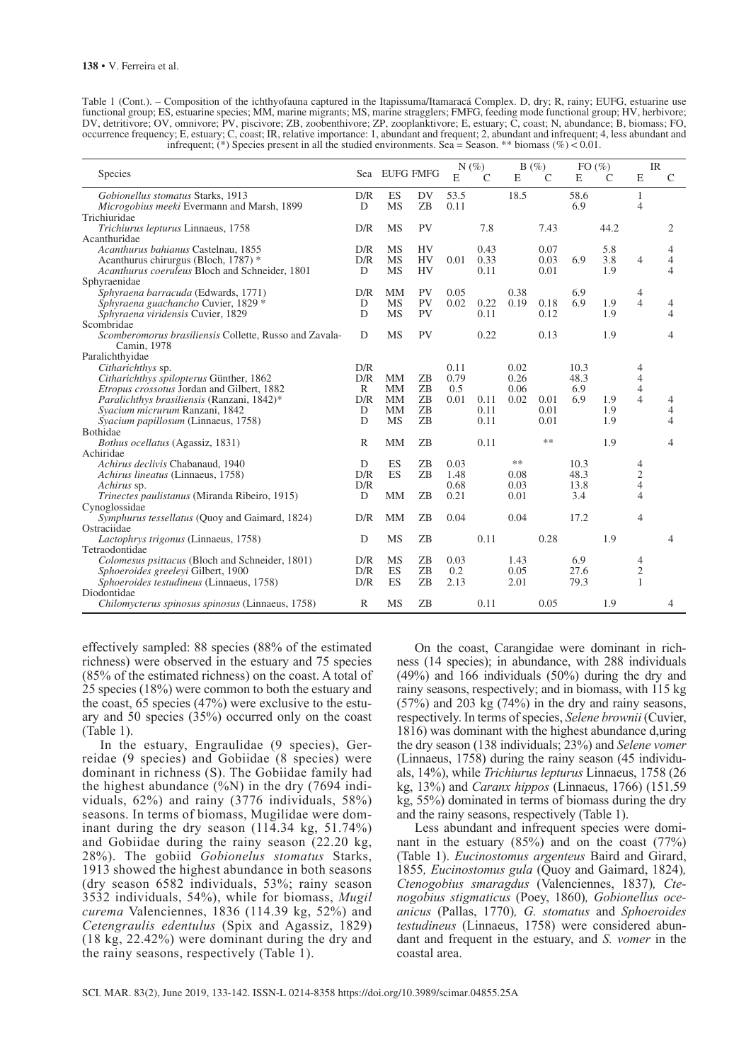Table 1 (Cont.). – Composition of the ichthyofauna captured in the Itapissuma/Itamaracá Complex. D, dry; R, rainy; EUFG, estuarine use functional group; ES, estuarine species; MM, marine migrants; MS, marine stragglers; FMFG, feeding mode functional group; HV, herbivore; DV, detritivore; OV, omnivore; PV, piscivore; ZB, zoobenthivore; ZP, zooplanktivore; E, estuary; C, coast; N, abundance; B, biomass; FO, occurrence frequency; E, estuary; C, coast; IR, relative importance: 1, abundant and frequent; 2, abundant and infrequent; 4, less abundant and infrequent; (*) Species present in all the studied environments. Sea = Season. ** biomass (%) < 0.01.

| Species | Sea | EUFG | FMFG | N (%) | | B (%) | | FO (%) | | IR | |
|---|---|---|---|---|---|---|---|---|---|---|---|
| | | | | E | C | E | C | E | C | E | C |
| *Gobionellus stomatus* Starks, 1913 | D/R | ES | DV | 53.5 | | 18.5 | | 58.6 | | 1 | |
| *Microgobius meeki* Evermann and Marsh, 1899 | D | MS | ZB | 0.11 | | | | 6.9 | | 4 | |
| Trichiuridae | | | | | | | | | | | |
| *Trichiurus lepturus* Linnaeus, 1758 | D/R | MS | PV | | 7.8 | | 7.43 | | 44.2 | | 2 |
| Acanthuridae | | | | | | | | | | | |
| *Acanthurus bahianus* Castelnau, 1855 | D/R | MS | HV | | 0.43 | | 0.07 | | 5.8 | | 4 |
| Acanthurus chirurgus (Bloch, 1787) * | D/R | MS | HV | 0.01 | 0.33 | | 0.03 | 6.9 | 3.8 | 4 | 4 |
| *Acanthurus coeruleus* Bloch and Schneider, 1801 | D | MS | HV | | 0.11 | | 0.01 | | 1.9 | | 4 |
| Sphyraenidae | | | | | | | | | | | |
| *Sphyraena barracuda* (Edwards, 1771) | D/R | MM | PV | 0.05 | | 0.38 | | 6.9 | | 4 | |
| *Sphyraena guachancho* Cuvier, 1829 * | D | MS | PV | 0.02 | 0.22 | 0.19 | 0.18 | 6.9 | 1.9 | 4 | 4 |
| *Sphyraena viridensis* Cuvier, 1829 | D | MS | PV | | 0.11 | | 0.12 | | 1.9 | | 4 |
| Scombridae | | | | | | | | | | | |
| *Scomberomorus brasiliensis* Collette, Russo and Zavala-Camin, 1978 | D | MS | PV | | 0.22 | | 0.13 | | 1.9 | | 4 |
| Paralichthyidae | | | | | | | | | | | |
| *Citharichthys* sp. | D/R | | | 0.11 | | 0.02 | | 10.3 | | 4 | |
| *Citharichthys spilopterus* Günther, 1862 | D/R | MM | ZB | 0.79 | | 0.26 | | 48.3 | | 4 | |
| *Etropus crossotus* Jordan and Gilbert, 1882 | R | MM | ZB | 0.5 | | 0.06 | | 6.9 | | 4 | |
| *Paralichthys brasiliensis* (Ranzani, 1842)* | D/R | MM | ZB | 0.01 | 0.11 | 0.02 | 0.01 | 6.9 | 1.9 | 4 | 4 |
| *Syacium micrurum* Ranzani, 1842 | D | MM | ZB | | 0.11 | | 0.01 | | 1.9 | | 4 |
| *Syacium papillosum* (Linnaeus, 1758) | D | MS | ZB | | 0.11 | | 0.01 | | 1.9 | | 4 |
| Bothidae | | | | | | | | | | | |
| *Bothus ocellatus* (Agassiz, 1831) | R | MM | ZB | | 0.11 | | ** | | 1.9 | | 4 |
| Achiridae | | | | | | | | | | | |
| *Achirus declivis* Chabanaud, 1940 | D | ES | ZB | 0.03 | | ** | | 10.3 | | 4 | |
| *Achirus lineatus* (Linnaeus, 1758) | D/R | ES | ZB | 1.48 | | 0.08 | | 48.3 | | 2 | |
| *Achirus* sp. | D/R | | | 0.68 | | 0.03 | | 13.8 | | 4 | |
| *Trinectes paulistanus* (Miranda Ribeiro, 1915) | D | MM | ZB | 0.21 | | 0.01 | | 3.4 | | 4 | |
| Cynoglossidae | | | | | | | | | | | |
| *Symphurus tessellatus* (Quoy and Gaimard, 1824) | D/R | MM | ZB | 0.04 | | 0.04 | | 17.2 | | 4 | |
| Ostraciidae | | | | | | | | | | | |
| *Lactophrys trigonus* (Linnaeus, 1758) | D | MS | ZB | | 0.11 | | 0.28 | | 1.9 | | 4 |
| Tetraodontidae | | | | | | | | | | | |
| *Colomesus psittacus* (Bloch and Schneider, 1801) | D/R | MS | ZB | 0.03 | | 1.43 | | 6.9 | | 4 | |
| *Sphoeroides greeleyi* Gilbert, 1900 | D/R | ES | ZB | 0.2 | | 0.05 | | 27.6 | | 2 | |
| *Sphoeroides testudineus* (Linnaeus, 1758) | D/R | ES | ZB | 2.13 | | 2.01 | | 79.3 | | 1 | |
| Diodontidae | | | | | | | | | | | |
| *Chilomycterus spinosus spinosus* (Linnaeus, 1758) | R | MS | ZB | | 0.11 | | 0.05 | | 1.9 | | 4 |

effectively sampled: 88 species (88% of the estimated richness) were observed in the estuary and 75 species (85% of the estimated richness) on the coast. A total of 25 species (18%) were common to both the estuary and the coast, 65 species (47%) were exclusive to the estuary and 50 species (35%) occurred only on the coast (Table 1).

In the estuary, Engraulidae (9 species), Gerreidae (9 species) and Gobiidae (8 species) were dominant in richness (S). The Gobiidae family had the highest abundance (%N) in the dry (7694 individuals, 62%) and rainy (3776 individuals, 58%) seasons. In terms of biomass, Mugilidae were dominant during the dry season (114.34 kg, 51.74%) and Gobiidae during the rainy season (22.20 kg, 28%). The gobiid *Gobionelus stomatus* Starks, 1913 showed the highest abundance in both seasons (dry season 6582 individuals, 53%; rainy season 3532 individuals, 54%), while for biomass, *Mugil curema* Valenciennes, 1836 (114.39 kg, 52%) and *Cetengraulis edentulus* (Spix and Agassiz, 1829) (18 kg, 22.42%) were dominant during the dry and the rainy seasons, respectively (Table 1).

On the coast, Carangidae were dominant in richness (14 species); in abundance, with 288 individuals (49%) and 166 individuals (50%) during the dry and rainy seasons, respectively; and in biomass, with 115 kg (57%) and 203 kg (74%) in the dry and rainy seasons, respectively. In terms of species, *Selene brownii* (Cuvier, 1816) was dominant with the highest abundance d,uring the dry season (138 individuals; 23%) and *Selene vomer* (Linnaeus, 1758) during the rainy season (45 individuals, 14%), while *Trichiurus lepturus* Linnaeus, 1758 (26 kg, 13%) and *Caranx hippos* (Linnaeus, 1766) (151.59 kg, 55%) dominated in terms of biomass during the dry and the rainy seasons, respectively (Table 1).

Less abundant and infrequent species were dominant in the estuary (85%) and on the coast (77%) (Table 1). *Eucinostomus argenteus* Baird and Girard, 1855*, Eucinostomus gula* (Quoy and Gaimard, 1824)*, Ctenogobius smaragdus* (Valenciennes, 1837)*, Ctenogobius stigmaticus* (Poey, 1860)*, Gobionellus oceanicus* (Pallas, 1770)*, G. stomatus* and *Sphoeroides testudineus* (Linnaeus, 1758) were considered abundant and frequent in the estuary, and *S. vomer* in the coastal area.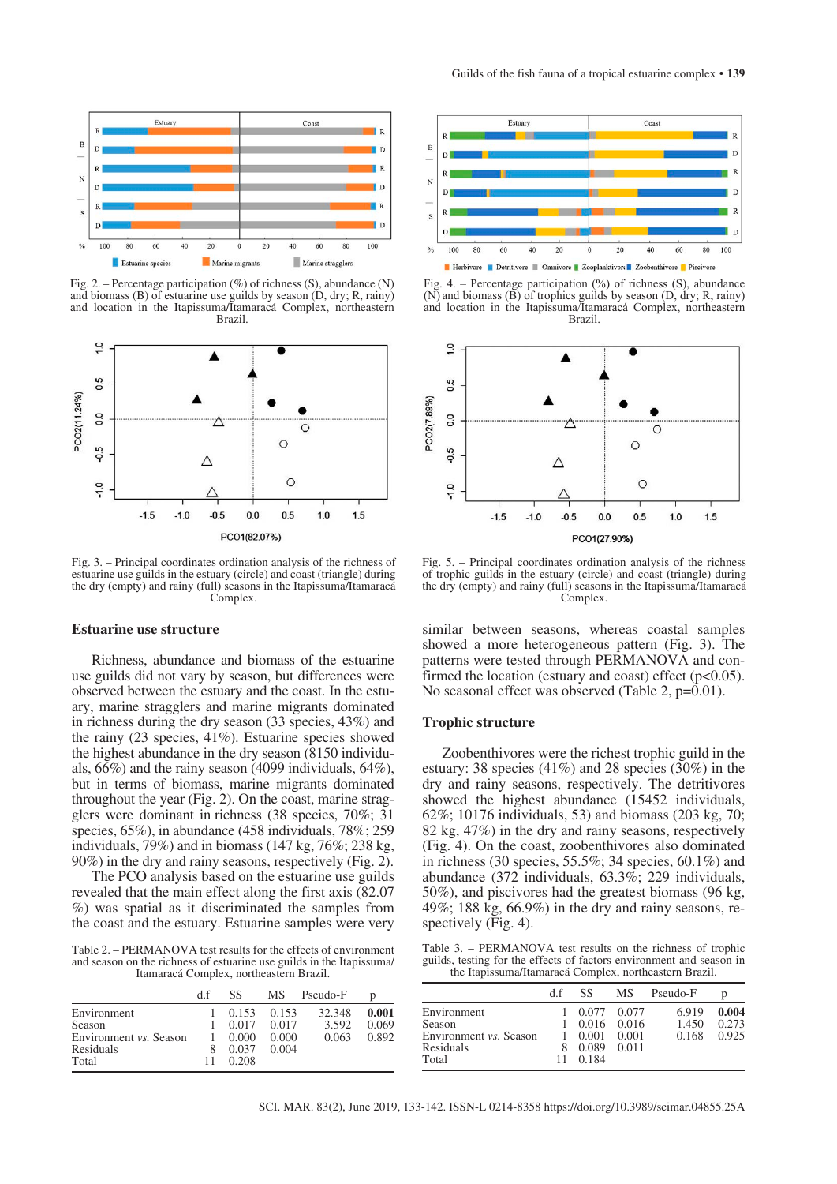Fig. 2. – Percentage participation (%) of richness (S), abundance (N) and biomass (B) of estuarine use guilds by season (D, dry; R, rainy) and location in the Itapissuma/Itamaracá Complex, northeastern Brazil.

Fig. 4. – Percentage participation (%) of richness (S), abundance (N) and biomass (B) of trophics guilds by season (D, dry; R, rainy) and location in the Itapissuma/Itamaracá Complex, northeastern Brazil.

Fig. 3. – Principal coordinates ordination analysis of the richness of estuarine use guilds in the estuary (circle) and coast (triangle) during the dry (empty) and rainy (full) seasons in the Itapissuma/Itamaracá Complex.

Fig. 5. – Principal coordinates ordination analysis of the richness of trophic guilds in the estuary (circle) and coast (triangle) during the dry (empty) and rainy (full) seasons in the Itapissuma/Itamaracá Complex.

## Estuarine use structure

Richness, abundance and biomass of the estuarine use guilds did not vary by season, but differences were observed between the estuary and the coast. In the estuary, marine stragglers and marine migrants dominated in richness during the dry season (33 species, 43%) and the rainy (23 species, 41%). Estuarine species showed the highest abundance in the dry season (8150 individuals, 66%) and the rainy season (4099 individuals, 64%), but in terms of biomass, marine migrants dominated throughout the year (Fig. 2). On the coast, marine stragglers were dominant in richness (38 species, 70%; 31 species, 65%), in abundance (458 individuals, 78%; 259 individuals, 79%) and in biomass (147 kg, 76%; 238 kg, 90%) in the dry and rainy seasons, respectively (Fig. 2).

The PCO analysis based on the estuarine use guilds revealed that the main effect along the first axis (82.07 %) was spatial as it discriminated the samples from the coast and the estuary. Estuarine samples were very similar between seasons, whereas coastal samples showed a more heterogeneous pattern (Fig. 3). The patterns were tested through PERMANOVA and confirmed the location (estuary and coast) effect ($p<0.05$). No seasonal effect was observed (Table 2, $p=0.01$).

Table 2. – PERMANOVA test results for the effects of environment and season on the richness of estuarine use guilds in the Itapissuma/Itamaracá Complex, northeastern Brazil.

| | d.f | SS | MS | Pseudo-F | p |
|---|---|---|---|---|---|
| Environment | 1 | 0.153 | 0.153 | 32.348 | **0.001** |
| Season | 1 | 0.017 | 0.017 | 3.592 | 0.069 |
| Environment *vs.* Season | 1 | 0.000 | 0.000 | 0.063 | 0.892 |
| Residuals | 8 | 0.037 | 0.004 | | |
| Total | 11 | 0.208 | | | |

## Trophic structure

Zoobenthivores were the richest trophic guild in the estuary: 38 species (41%) and 28 species (30%) in the dry and rainy seasons, respectively. The detritivores showed the highest abundance (15452 individuals, 62%; 10176 individuals, 53) and biomass (203 kg, 70; 82 kg, 47%) in the dry and rainy seasons, respectively (Fig. 4). On the coast, zoobenthivores also dominated in richness (30 species, 55.5%; 34 species, 60.1%) and abundance (372 individuals, 63.3%; 229 individuals, 50%), and piscivores had the greatest biomass (96 kg, 49%; 188 kg, 66.9%) in the dry and rainy seasons, respectively (Fig. 4).

Table 3. – PERMANOVA test results on the richness of trophic guilds, testing for the effects of factors environment and season in the Itapissuma/Itamaracá Complex, northeastern Brazil.

| | d.f | SS | MS | Pseudo-F | p |
|---|---|---|---|---|---|
| Environment | 1 | 0.077 | 0.077 | 6.919 | **0.004** |
| Season | 1 | 0.016 | 0.016 | 1.450 | 0.273 |
| Environment *vs.* Season | 1 | 0.001 | 0.001 | 0.168 | 0.925 |
| Residuals | 8 | 0.089 | 0.011 | | |
| Total | 11 | 0.184 | | | |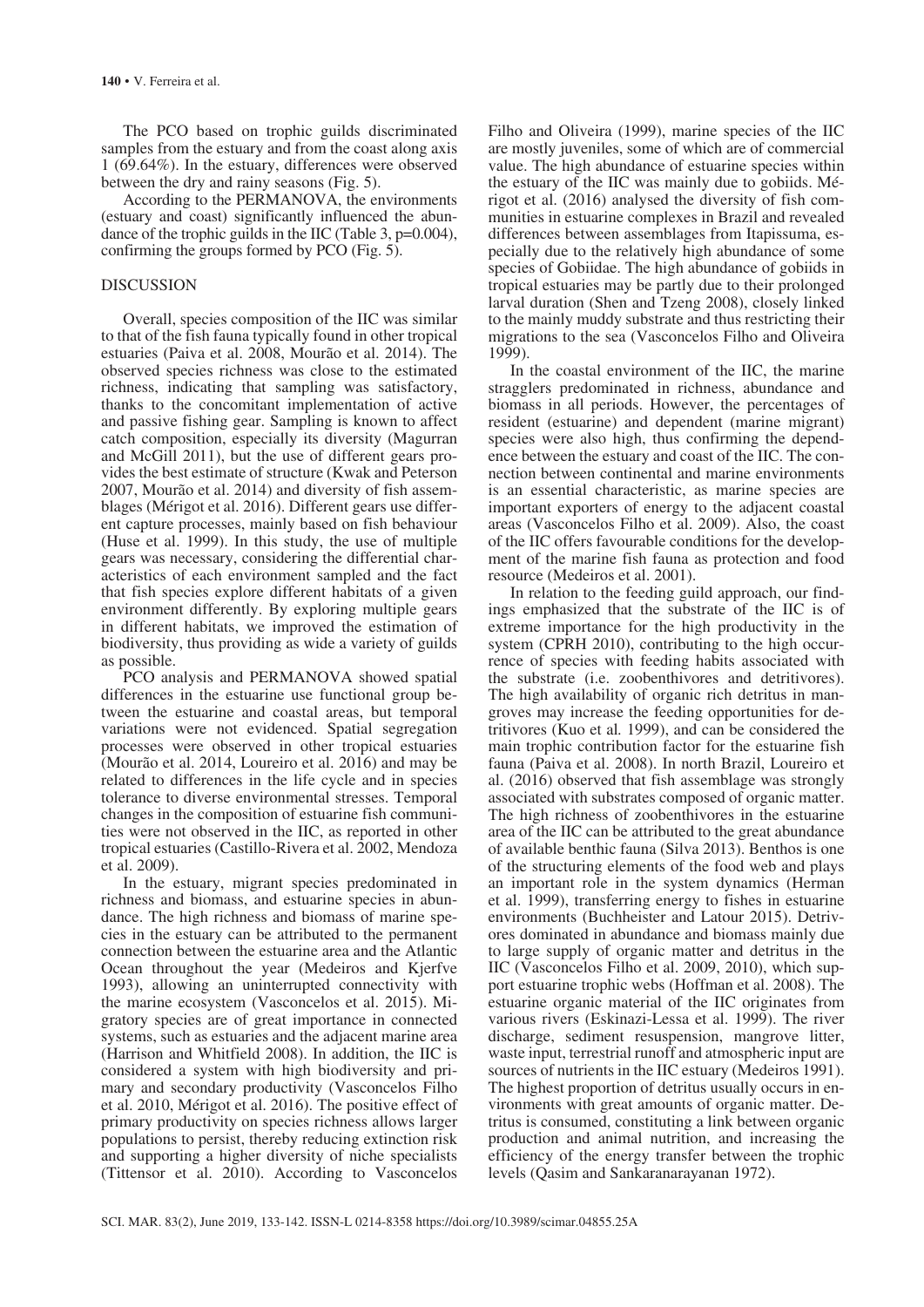The PCO based on trophic guilds discriminated samples from the estuary and from the coast along axis 1 (69.64%). In the estuary, differences were observed between the dry and rainy seasons (Fig. 5).

According to the PERMANOVA, the environments (estuary and coast) significantly influenced the abundance of the trophic guilds in the IIC (Table 3, p=0.004), confirming the groups formed by PCO (Fig. 5).

## DISCUSSION

Overall, species composition of the IIC was similar to that of the fish fauna typically found in other tropical estuaries (Paiva et al. 2008, Mourão et al. 2014). The observed species richness was close to the estimated richness, indicating that sampling was satisfactory, thanks to the concomitant implementation of active and passive fishing gear. Sampling is known to affect catch composition, especially its diversity (Magurran and McGill 2011), but the use of different gears provides the best estimate of structure (Kwak and Peterson 2007, Mourão et al. 2014) and diversity of fish assemblages (Mérigot et al. 2016). Different gears use different capture processes, mainly based on fish behaviour (Huse et al. 1999). In this study, the use of multiple gears was necessary, considering the differential characteristics of each environment sampled and the fact that fish species explore different habitats of a given environment differently. By exploring multiple gears in different habitats, we improved the estimation of biodiversity, thus providing as wide a variety of guilds as possible.

PCO analysis and PERMANOVA showed spatial differences in the estuarine use functional group between the estuarine and coastal areas, but temporal variations were not evidenced. Spatial segregation processes were observed in other tropical estuaries (Mourão et al. 2014, Loureiro et al. 2016) and may be related to differences in the life cycle and in species tolerance to diverse environmental stresses. Temporal changes in the composition of estuarine fish communities were not observed in the IIC, as reported in other tropical estuaries (Castillo-Rivera et al. 2002, Mendoza et al. 2009).

In the estuary, migrant species predominated in richness and biomass, and estuarine species in abundance. The high richness and biomass of marine species in the estuary can be attributed to the permanent connection between the estuarine area and the Atlantic Ocean throughout the year (Medeiros and Kjerfve 1993), allowing an uninterrupted connectivity with the marine ecosystem (Vasconcelos et al. 2015). Migratory species are of great importance in connected systems, such as estuaries and the adjacent marine area (Harrison and Whitfield 2008). In addition, the IIC is considered a system with high biodiversity and primary and secondary productivity (Vasconcelos Filho et al. 2010, Mérigot et al. 2016). The positive effect of primary productivity on species richness allows larger populations to persist, thereby reducing extinction risk and supporting a higher diversity of niche specialists (Tittensor et al. 2010). According to Vasconcelos Filho and Oliveira (1999), marine species of the IIC are mostly juveniles, some of which are of commercial value. The high abundance of estuarine species within the estuary of the IIC was mainly due to gobiids. Mérigot et al. (2016) analysed the diversity of fish communities in estuarine complexes in Brazil and revealed differences between assemblages from Itapissuma, especially due to the relatively high abundance of some species of Gobiidae. The high abundance of gobiids in tropical estuaries may be partly due to their prolonged larval duration (Shen and Tzeng 2008), closely linked to the mainly muddy substrate and thus restricting their migrations to the sea (Vasconcelos Filho and Oliveira 1999).

In the coastal environment of the IIC, the marine stragglers predominated in richness, abundance and biomass in all periods. However, the percentages of resident (estuarine) and dependent (marine migrant) species were also high, thus confirming the dependence between the estuary and coast of the IIC. The connection between continental and marine environments is an essential characteristic, as marine species are important exporters of energy to the adjacent coastal areas (Vasconcelos Filho et al. 2009). Also, the coast of the IIC offers favourable conditions for the development of the marine fish fauna as protection and food resource (Medeiros et al. 2001).

In relation to the feeding guild approach, our findings emphasized that the substrate of the IIC is of extreme importance for the high productivity in the system (CPRH 2010), contributing to the high occurrence of species with feeding habits associated with the substrate (i.e. zoobenthivores and detritivores). The high availability of organic rich detritus in mangroves may increase the feeding opportunities for detritivores (Kuo et al*.* 1999), and can be considered the main trophic contribution factor for the estuarine fish fauna (Paiva et al. 2008). In north Brazil, Loureiro et al. (2016) observed that fish assemblage was strongly associated with substrates composed of organic matter. The high richness of zoobenthivores in the estuarine area of the IIC can be attributed to the great abundance of available benthic fauna (Silva 2013). Benthos is one of the structuring elements of the food web and plays an important role in the system dynamics (Herman et al. 1999), transferring energy to fishes in estuarine environments (Buchheister and Latour 2015). Detrivores dominated in abundance and biomass mainly due to large supply of organic matter and detritus in the IIC (Vasconcelos Filho et al. 2009, 2010), which support estuarine trophic webs (Hoffman et al. 2008). The estuarine organic material of the IIC originates from various rivers (Eskinazi-Lessa et al. 1999). The river discharge, sediment resuspension, mangrove litter, waste input, terrestrial runoff and atmospheric input are sources of nutrients in the IIC estuary (Medeiros 1991). The highest proportion of detritus usually occurs in environments with great amounts of organic matter. Detritus is consumed, constituting a link between organic production and animal nutrition, and increasing the efficiency of the energy transfer between the trophic levels (Qasim and Sankaranarayanan 1972).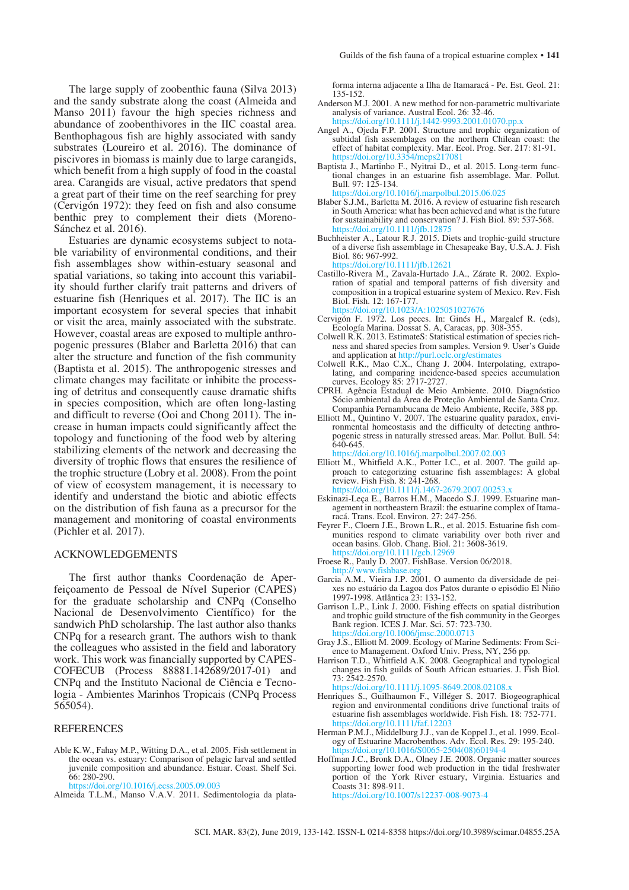The large supply of zoobenthic fauna (Silva 2013) and the sandy substrate along the coast (Almeida and Manso 2011) favour the high species richness and abundance of zoobenthivores in the IIC coastal area. Benthophagous fish are highly associated with sandy substrates (Loureiro et al. 2016). The dominance of piscivores in biomass is mainly due to large carangids, which benefit from a high supply of food in the coastal area. Carangids are visual, active predators that spend a great part of their time on the reef searching for prey (Cervigón 1972): they feed on fish and also consume benthic prey to complement their diets (Moreno-Sánchez et al. 2016).

Estuaries are dynamic ecosystems subject to notable variability of environmental conditions, and their fish assemblages show within-estuary seasonal and spatial variations, so taking into account this variability should further clarify trait patterns and drivers of estuarine fish (Henriques et al. 2017). The IIC is an important ecosystem for several species that inhabit or visit the area, mainly associated with the substrate. However, coastal areas are exposed to multiple anthropogenic pressures (Blaber and Barletta 2016) that can alter the structure and function of the fish community (Baptista et al. 2015). The anthropogenic stresses and climate changes may facilitate or inhibite the processing of detritus and consequently cause dramatic shifts in species composition, which are often long-lasting and difficult to reverse (Ooi and Chong 2011). The increase in human impacts could significantly affect the topology and functioning of the food web by altering stabilizing elements of the network and decreasing the diversity of trophic flows that ensures the resilience of the trophic structure (Lobry et al. 2008). From the point of view of ecosystem management, it is necessary to identify and understand the biotic and abiotic effects on the distribution of fish fauna as a precursor for the management and monitoring of coastal environments (Pichler et al. 2017).

## ACKNOWLEDGEMENTS

The first author thanks Coordenação de Aperfeiçoamento de Pessoal de Nível Superior (CAPES) for the graduate scholarship and CNPq (Conselho Nacional de Desenvolvimento Científico) for the sandwich PhD scholarship. The last author also thanks CNPq for a research grant. The authors wish to thank the colleagues who assisted in the field and laboratory work. This work was financially supported by CAPES-COFECUB (Process 88881.142689/2017-01) and CNPq and the Instituto Nacional de Ciência e Tecnologia - Ambientes Marinhos Tropicais (CNPq Process 565054).

## REFERENCES

Able K.W., Fahay M.P., Witting D.A., et al. 2005. Fish settlement in the ocean vs. estuary: Comparison of pelagic larval and settled juvenile composition and abundance. Estuar. Coast. Shelf Sci. 66: 280-290.
https://doi.org/10.1016/j.ecss.2005.09.003

Almeida T.L.M., Manso V.A.V. 2011. Sedimentologia da plataforma interna adjacente a Ilha de Itamaracá - Pe. Est. Geol. 21: 135-152.

Anderson M.J. 2001. A new method for non-parametric multivariate analysis of variance. Austral Ecol. 26: 32-46.
https://doi.org/10.1111/j.1442-9993.2001.01070.pp.x

Angel A., Ojeda F.P. 2001. Structure and trophic organization of subtidal fish assemblages on the northern Chilean coast: the effect of habitat complexity. Mar. Ecol. Prog. Ser. 217: 81-91.
https://doi.org/10.3354/meps217081

Baptista J., Martinho F., Nyitrai D., et al. 2015. Long-term functional changes in an estuarine fish assemblage. Mar. Pollut. Bull. 97: 125-134.
https://doi.org/10.1016/j.marpolbul.2015.06.025

Blaber S.J.M., Barletta M. 2016. A review of estuarine fish research in South America: what has been achieved and what is the future for sustainability and conservation? J. Fish Biol. 89: 537-568.
https://doi.org/10.1111/jfb.12875

Buchheister A., Latour R.J. 2015. Diets and trophic-guild structure of a diverse fish assemblage in Chesapeake Bay, U.S.A. J. Fish Biol. 86: 967-992.
https://doi.org/10.1111/jfb.12621

Castillo-Rivera M., Zavala-Hurtado J.A., Zárate R. 2002. Exploration of spatial and temporal patterns of fish diversity and composition in a tropical estuarine system of Mexico. Rev. Fish Biol. Fish. 12: 167-177.
https://doi.org/10.1023/A:1025051027676

Cervigón F. 1972. Los peces. In: Ginés H., Margalef R. (eds), Ecología Marina. Dossat S. A, Caracas, pp. 308-355.

Colwell R.K. 2013. EstimateS: Statistical estimation of species richness and shared species from samples. Version 9. User's Guide and application at http://purl.oclc.org/estimates

Colwell R.K., Mao C.X., Chang J. 2004. Interpolating, extrapolating, and comparing incidence-based species accumulation curves. Ecology 85: 2717-2727.

CPRH. Agência Estadual de Meio Ambiente. 2010. Diagnóstico Sócio ambiental da Área de Proteção Ambiental de Santa Cruz. Companhia Pernambucana de Meio Ambiente, Recife, 388 pp.

Elliott M., Quintino V. 2007. The estuarine quality paradox, environmental homeostasis and the difficulty of detecting anthropogenic stress in naturally stressed areas. Mar. Pollut. Bull. 54: 640-645.
https://doi.org/10.1016/j.marpolbul.2007.02.003

Elliott M., Whitfield A.K., Potter I.C., et al. 2007. The guild approach to categorizing estuarine fish assemblages: A global review. Fish Fish. 8: 241-268.
https://doi.org/10.1111/j.1467-2679.2007.00253.x

Eskinazi-Leça E., Barros H.M., Macedo S.J. 1999. Estuarine management in northeastern Brazil: the estuarine complex of Itamaracá. Trans. Ecol. Environ. 27: 247-256.

Feyrer F., Cloern J.E., Brown L.R., et al. 2015. Estuarine fish communities respond to climate variability over both river and ocean basins. Glob. Chang. Biol. 21: 3608-3619.
https://doi.org/10.1111/gcb.12969

Froese R., Pauly D. 2007. FishBase. Version 06/2018.
http:// www.fishbase.org

Garcia A.M., Vieira J.P. 2001. O aumento da diversidade de peixes no estuário da Lagoa dos Patos durante o episódio El Niño 1997-1998. Atlântica 23: 133-152.

Garrison L.P., Link J. 2000. Fishing effects on spatial distribution and trophic guild structure of the fish community in the Georges Bank region. ICES J. Mar. Sci. 57: 723-730.
https://doi.org/10.1006/jmsc.2000.0713

Gray J.S., Elliott M. 2009. Ecology of Marine Sediments: From Science to Management. Oxford Univ. Press, NY, 256 pp.

Harrison T.D., Whitfield A.K. 2008. Geographical and typological changes in fish guilds of South African estuaries. J. Fish Biol. 73: 2542-2570.
https://doi.org/10.1111/j.1095-8649.2008.02108.x

Henriques S., Guilhaumon F., Villéger S. 2017. Biogeographical region and environmental conditions drive functional traits of estuarine fish assemblages worldwide. Fish Fish. 18: 752-771.
https://doi.org/10.1111/faf.12203

Herman P.M.J., Middelburg J.J., van de Koppel J., et al. 1999. Ecology of Estuarine Macrobenthos. Adv. Ecol. Res. 29: 195-240.
https://doi.org/10.1016/S0065-2504(08)60194-4

Hoffman J.C., Bronk D.A., Olney J.E. 2008. Organic matter sources supporting lower food web production in the tidal freshwater portion of the York River estuary, Virginia. Estuaries and Coasts 31: 898-911.
https://doi.org/10.1007/s12237-008-9073-4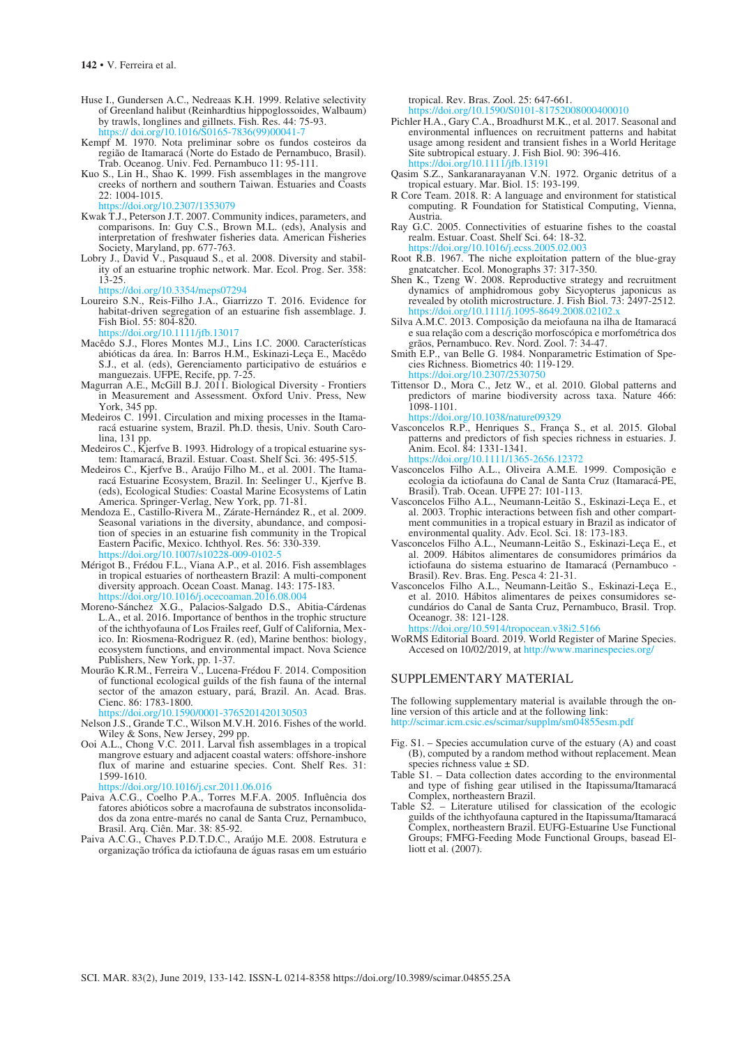Huse I., Gundersen A.C., Nedreaas K.H. 1999. Relative selectivity of Greenland halibut (Reinhardtius hippoglossoides, Walbaum) by trawls, longlines and gillnets. Fish. Res. 44: 75-93. https:// doi.org/10.1016/S0165-7836(99)00041-7

Kempf M. 1970. Nota preliminar sobre os fundos costeiros da região de Itamaracá (Norte do Estado de Pernambuco, Brasil). Trab. Oceanog. Univ. Fed. Pernambuco 11: 95-111.

Kuo S., Lin H., Shao K. 1999. Fish assemblages in the mangrove creeks of northern and southern Taiwan. Estuaries and Coasts 22: 1004-1015. https://doi.org/10.2307/1353079

Kwak T.J., Peterson J.T. 2007. Community indices, parameters, and comparisons. In: Guy C.S., Brown M.L. (eds), Analysis and interpretation of freshwater fisheries data. American Fisheries Society, Maryland, pp. 677-763.

Lobry J., David V., Pasquaud S., et al. 2008. Diversity and stability of an estuarine trophic network. Mar. Ecol. Prog. Ser. 358: 13-25. https://doi.org/10.3354/meps07294

Loureiro S.N., Reis-Filho J.A., Giarrizzo T. 2016. Evidence for habitat-driven segregation of an estuarine fish assemblage. J. Fish Biol. 55: 804-820. https://doi.org/10.1111/jfb.13017

Macêdo S.J., Flores Montes M.J., Lins I.C. 2000. Características abióticas da área. In: Barros H.M., Eskinazi-Leça E., Macêdo S.J., et al. (eds), Gerenciamento participativo de estuários e manguezais. UFPE, Recife, pp. 7-25.

Magurran A.E., McGill B.J. 2011. Biological Diversity - Frontiers in Measurement and Assessment. Oxford Univ. Press, New York, 345 pp.

Medeiros C. 1991. Circulation and mixing processes in the Itamaracá estuarine system, Brazil. Ph.D. thesis, Univ. South Carolina, 131 pp.

Medeiros C., Kjerfve B. 1993. Hidrology of a tropical estuarine system: Itamaracá, Brazil. Estuar. Coast. Shelf Sci. 36: 495-515.

Medeiros C., Kjerfve B., Araújo Filho M., et al. 2001. The Itamaracá Estuarine Ecosystem, Brazil. In: Seelinger U., Kjerfve B. (eds), Ecological Studies: Coastal Marine Ecosystems of Latin America. Springer-Verlag, New York, pp. 71-81.

Mendoza E., Castillo-Rivera M., Zárate-Hernández R., et al. 2009. Seasonal variations in the diversity, abundance, and composition of species in an estuarine fish community in the Tropical Eastern Pacific, Mexico. Ichthyol. Res. 56: 330-339. https://doi.org/10.1007/s10228-009-0102-5

Mérigot B., Frédou F.L., Viana A.P., et al. 2016. Fish assemblages in tropical estuaries of northeastern Brazil: A multi-component diversity approach. Ocean Coast. Manag. 143: 175-183. https://doi.org/10.1016/j.ocecoaman.2016.08.004

Moreno-Sánchez X.G., Palacios-Salgado D.S., Abitia-Cárdenas L.A., et al. 2016. Importance of benthos in the trophic structure of the ichthyofauna of Los Frailes reef, Gulf of California, Mexico. In: Riosmena-Rodriguez R. (ed), Marine benthos: biology, ecosystem functions, and environmental impact. Nova Science Publishers, New York, pp. 1-37.

Mourão K.R.M., Ferreira V., Lucena-Frédou F. 2014. Composition of functional ecological guilds of the fish fauna of the internal sector of the amazon estuary, pará, Brazil. An. Acad. Bras. Cienc. 86: 1783-1800. https://doi.org/10.1590/0001-3765201420130503

Nelson J.S., Grande T.C., Wilson M.V.H. 2016. Fishes of the world. Wiley & Sons, New Jersey, 299 pp.

Ooi A.L., Chong V.C. 2011. Larval fish assemblages in a tropical mangrove estuary and adjacent coastal waters: offshore-inshore flux of marine and estuarine species. Cont. Shelf Res. 31: 1599-1610. https://doi.org/10.1016/j.csr.2011.06.016

Paiva A.C.G., Coelho P.A., Torres M.F.A. 2005. Influência dos fatores abióticos sobre a macrofauna de substratos inconsolidados da zona entre-marés no canal de Santa Cruz, Pernambuco, Brasil. Arq. Ciên. Mar. 38: 85-92.

Paiva A.C.G., Chaves P.D.T.D.C., Araújo M.E. 2008. Estrutura e organização trófica da ictiofauna de águas rasas em um estuário tropical. Rev. Bras. Zool. 25: 647-661. https://doi.org/10.1590/S0101-81752008000400010

Pichler H.A., Gary C.A., Broadhurst M.K., et al. 2017. Seasonal and environmental influences on recruitment patterns and habitat usage among resident and transient fishes in a World Heritage Site subtropical estuary. J. Fish Biol. 90: 396-416. https://doi.org/10.1111/jfb.13191

Qasim S.Z., Sankaranarayanan V.N. 1972. Organic detritus of a tropical estuary. Mar. Biol. 15: 193-199.

R Core Team. 2018. R: A language and environment for statistical computing. R Foundation for Statistical Computing, Vienna, Austria.

Ray G.C. 2005. Connectivities of estuarine fishes to the coastal realm. Estuar. Coast. Shelf Sci. 64: 18-32. https://doi.org/10.1016/j.ecss.2005.02.003

Root R.B. 1967. The niche exploitation pattern of the blue-gray gnatcatcher. Ecol. Monographs 37: 317-350.

Shen K., Tzeng W. 2008. Reproductive strategy and recruitment dynamics of amphidromous goby Sicyopterus japonicus as revealed by otolith microstructure. J. Fish Biol. 73: 2497-2512. https://doi.org/10.1111/j.1095-8649.2008.02102.x

Silva A.M.C. 2013. Composição da meiofauna na ilha de Itamaracá e sua relação com a descrição morfoscópica e morfométrica dos grãos, Pernambuco. Rev. Nord. Zool. 7: 34-47.

Smith E.P., van Belle G. 1984. Nonparametric Estimation of Species Richness. Biometrics 40: 119-129. https://doi.org/10.2307/2530750

Tittensor D., Mora C., Jetz W., et al. 2010. Global patterns and predictors of marine biodiversity across taxa. Nature 466: 1098-1101. https://doi.org/10.1038/nature09329

Vasconcelos R.P., Henriques S., França S., et al. 2015. Global patterns and predictors of fish species richness in estuaries. J. Anim. Ecol. 84: 1331-1341. https://doi.org/10.1111/1365-2656.12372

Vasconcelos Filho A.L., Oliveira A.M.E. 1999. Composição e ecologia da ictiofauna do Canal de Santa Cruz (Itamaracá-PE, Brasil). Trab. Ocean. UFPE 27: 101-113.

Vasconcelos Filho A.L., Neumann-Leitão S., Eskinazi-Leça E., et al. 2003. Trophic interactions between fish and other compartment communities in a tropical estuary in Brazil as indicator of environmental quality. Adv. Ecol. Sci. 18: 173-183.

Vasconcelos Filho A.L., Neumann-Leitão S., Eskinazi-Leça E., et al. 2009. Hábitos alimentares de consumidores primários da ictiofauna do sistema estuarino de Itamaracá (Pernambuco - Brasil). Rev. Bras. Eng. Pesca 4: 21-31.

Vasconcelos Filho A.L., Neumann-Leitão S., Eskinazi-Leça E., et al. 2010. Hábitos alimentares de peixes consumidores secundários do Canal de Santa Cruz, Pernambuco, Brasil. Trop. Oceanogr. 38: 121-128. https://doi.org/10.5914/tropocean.v38i2.5166

WoRMS Editorial Board. 2019. World Register of Marine Species. Accesed on 10/02/2019, at http://www.marinespecies.org/

## SUPPLEMENTARY MATERIAL

The following supplementary material is available through the online version of this article and at the following link: http://scimar.icm.csic.es/scimar/supplm/sm04855esm.pdf

Fig. S1. – Species accumulation curve of the estuary (A) and coast (B), computed by a random method without replacement. Mean species richness value ± SD.

Table S1. – Data collection dates according to the environmental and type of fishing gear utilised in the Itapissuma/Itamaracá Complex, northeastern Brazil.

Table S2. – Literature utilised for classication of the ecologic guilds of the ichthyofauna captured in the Itapissuma/Itamaracá Complex, northeastern Brazil. EUFG-Estuarine Use Functional Groups; FMFG-Feeding Mode Functional Groups, basead Elliott et al. (2007).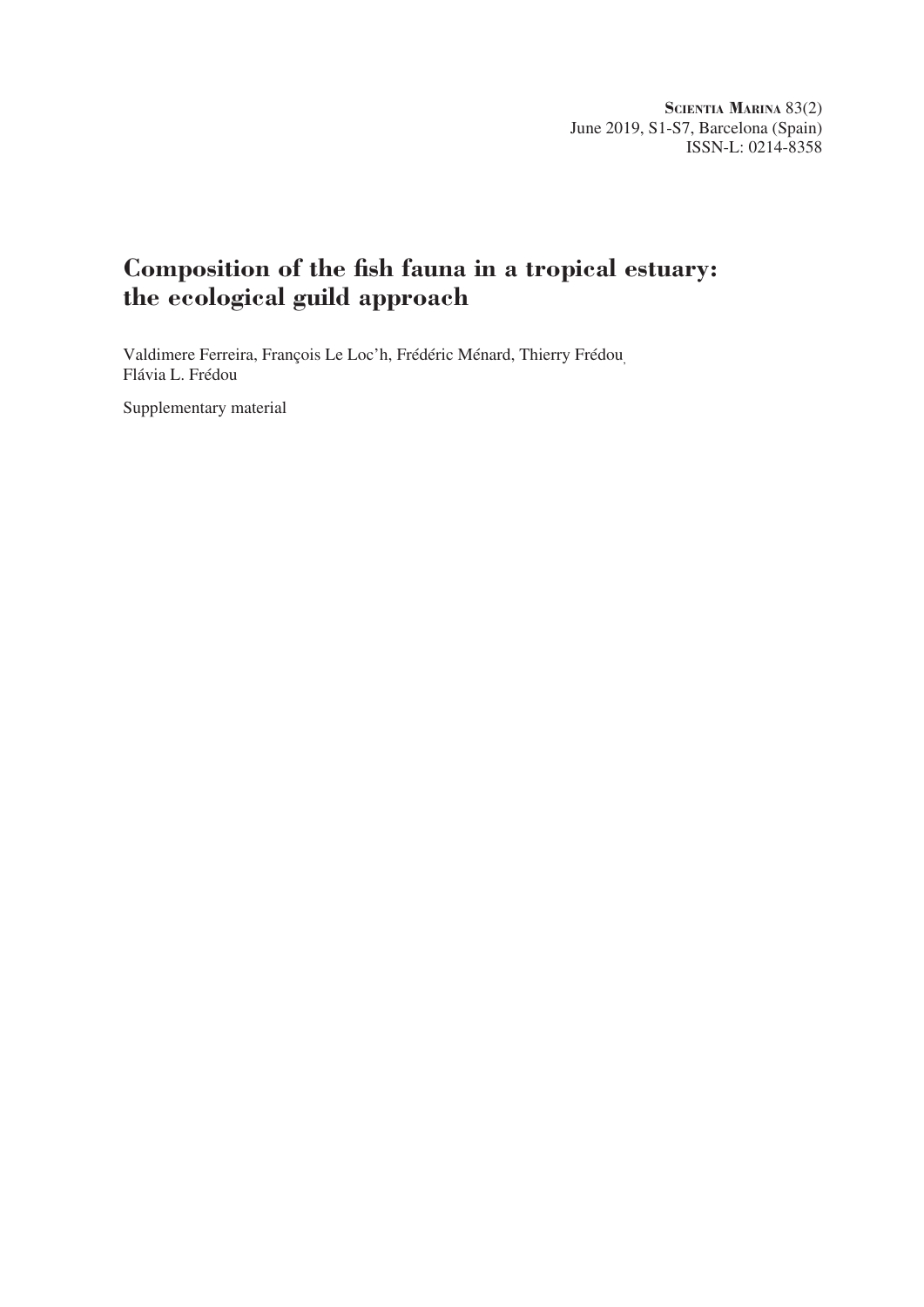**Scientia Marina** 83(2)
June 2019, S1-S7, Barcelona (Spain)
ISSN-L: 0214-8358

# Composition of the fish fauna in a tropical estuary: the ecological guild approach

Valdimere Ferreira, François Le Loc'h, Frédéric Ménard, Thierry Frédou, Flávia L. Frédou

Supplementary material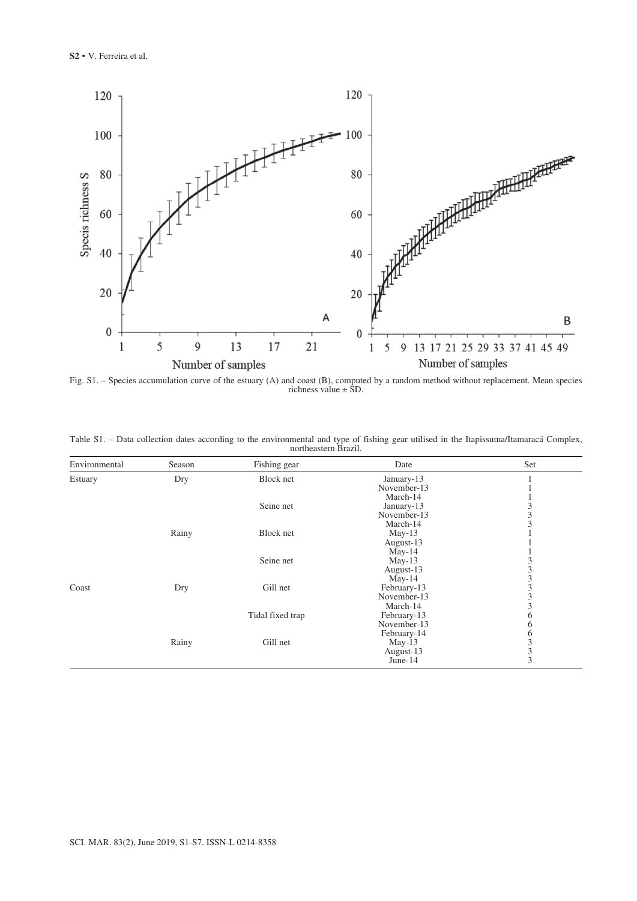Fig. S1. – Species accumulation curve of the estuary (A) and coast (B), computed by a random method without replacement. Mean species richness value ± SD.

Table S1. – Data collection dates according to the environmental and type of fishing gear utilised in the Itapissuma/Itamaracá Complex, northeastern Brazil.

| Environmental | Season | Fishing gear | Date | Set |
|---|---|---|---|---|
| Estuary | Dry | Block net | January-13 | 1 |
| | | | November-13 | 1 |
| | | | March-14 | 1 |
| | | Seine net | January-13 | 3 |
| | | | November-13 | 3 |
| | | | March-14 | 3 |
| | Rainy | Block net | May-13 | 1 |
| | | | August-13 | 1 |
| | | | May-14 | 1 |
| | | Seine net | May-13 | 3 |
| | | | August-13 | 3 |
| | | | May-14 | 3 |
| Coast | Dry | Gill net | February-13 | 3 |
| | | | November-13 | 3 |
| | | | March-14 | 3 |
| | | Tidal fixed trap | February-13 | 6 |
| | | | November-13 | 6 |
| | | | February-14 | 6 |
| | Rainy | Gill net | May-13 | 3 |
| | | | August-13 | 3 |
| | | | June-14 | 3 |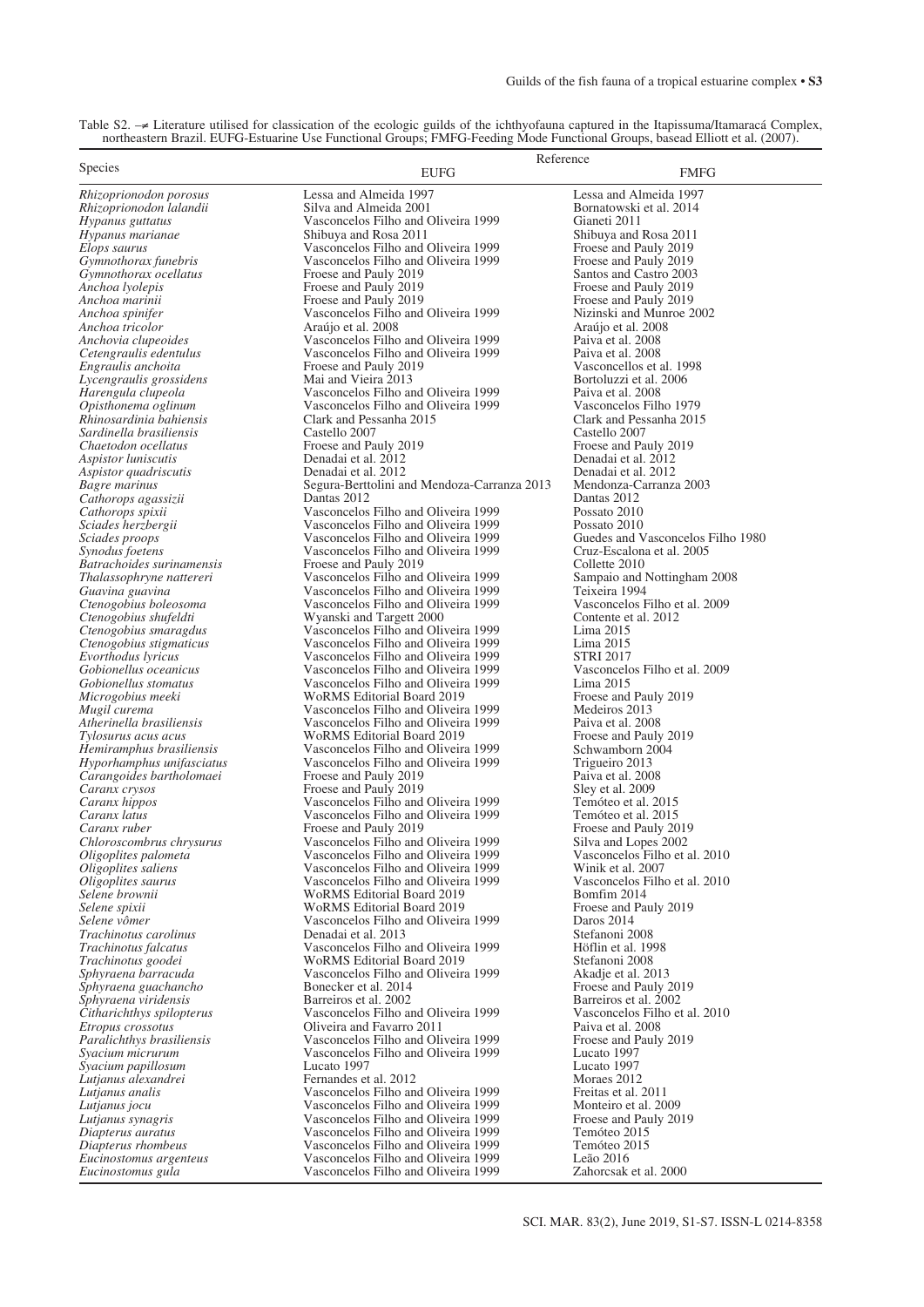Table S2. –≠ Literature utilised for classification of the ecologic guilds of the ichthyofauna captured in the Itapissuma/Itamaracá Complex, northeastern Brazil. EUFG-Estuarine Use Functional Groups; FMFG-Feeding Mode Functional Groups, basead Elliott et al. (2007).

| Species | Reference | |
|---|---|---|
| | EUFG | FMFG |
| *Rhizoprionodon porosus* | Lessa and Almeida 1997 | Lessa and Almeida 1997 |
| *Rhizoprionodon lalandii* | Silva and Almeida 2001 | Bornatowski et al. 2014 |
| *Hypanus guttatus* | Vasconcelos Filho and Oliveira 1999 | Gianeti 2011 |
| *Hypanus marianae* | Shibuya and Rosa 2011 | Shibuya and Rosa 2011 |
| *Elops saurus* | Vasconcelos Filho and Oliveira 1999 | Froese and Pauly 2019 |
| *Gymnothorax funebris* | Vasconcelos Filho and Oliveira 1999 | Froese and Pauly 2019 |
| *Gymnothorax ocellatus* | Froese and Pauly 2019 | Santos and Castro 2003 |
| *Anchoa lyolepis* | Froese and Pauly 2019 | Froese and Pauly 2019 |
| *Anchoa marinii* | Froese and Pauly 2019 | Froese and Pauly 2019 |
| *Anchoa spinifer* | Vasconcelos Filho and Oliveira 1999 | Nizinski and Munroe 2002 |
| *Anchoa tricolor* | Araújo et al. 2008 | Araújo et al. 2008 |
| *Anchovia clupeoides* | Vasconcelos Filho and Oliveira 1999 | Paiva et al. 2008 |
| *Cetengraulis edentulus* | Vasconcelos Filho and Oliveira 1999 | Paiva et al. 2008 |
| *Engraulis anchoita* | Froese and Pauly 2019 | Vasconcellos et al. 1998 |
| *Lycengraulis grossidens* | Mai and Vieira 2013 | Bortoluzzi et al. 2006 |
| *Harengula clupeola* | Vasconcelos Filho and Oliveira 1999 | Paiva et al. 2008 |
| *Opisthonema oglinum* | Vasconcelos Filho and Oliveira 1999 | Vasconcelos Filho 1979 |
| *Rhinosardinia bahiensis* | Clark and Pessanha 2015 | Clark and Pessanha 2015 |
| *Sardinella brasiliensis* | Castello 2007 | Castello 2007 |
| *Chaetodon ocellatus* | Froese and Pauly 2019 | Froese and Pauly 2019 |
| *Aspistor luniscutis* | Denadai et al. 2012 | Denadai et al. 2012 |
| *Aspistor quadriscutis* | Denadai et al. 2012 | Denadai et al. 2012 |
| *Bagre marinus* | Segura-Berttolini and Mendoza-Carranza 2013 | Mendonza-Carranza 2003 |
| *Cathorops agassizii* | Dantas 2012 | Dantas 2012 |
| *Cathorops spixii* | Vasconcelos Filho and Oliveira 1999 | Possato 2010 |
| *Sciades herzbergii* | Vasconcelos Filho and Oliveira 1999 | Possato 2010 |
| *Sciades proops* | Vasconcelos Filho and Oliveira 1999 | Guedes and Vasconcelos Filho 1980 |
| *Synodus foetens* | Vasconcelos Filho and Oliveira 1999 | Cruz-Escalona et al. 2005 |
| *Batrachoides surinamensis* | Froese and Pauly 2019 | Collette 2010 |
| *Thalassophryne nattereri* | Vasconcelos Filho and Oliveira 1999 | Sampaio and Nottingham 2008 |
| *Guavina guavina* | Vasconcelos Filho and Oliveira 1999 | Teixeira 1994 |
| *Ctenogobius boleosoma* | Vasconcelos Filho and Oliveira 1999 | Vasconcelos Filho et al. 2009 |
| *Ctenogobius shufeldti* | Wyanski and Targett 2000 | Contente et al. 2012 |
| *Ctenogobius smaragdus* | Vasconcelos Filho and Oliveira 1999 | Lima 2015 |
| *Ctenogobius stigmaticus* | Vasconcelos Filho and Oliveira 1999 | Lima 2015 |
| *Evorthodus lyricus* | Vasconcelos Filho and Oliveira 1999 | STRI 2017 |
| *Gobionellus oceanicus* | Vasconcelos Filho and Oliveira 1999 | Vasconcelos Filho et al. 2009 |
| *Gobionellus stomatus* | Vasconcelos Filho and Oliveira 1999 | Lima 2015 |
| *Microgobius meeki* | WoRMS Editorial Board 2019 | Froese and Pauly 2019 |
| *Mugil curema* | Vasconcelos Filho and Oliveira 1999 | Medeiros 2013 |
| *Atherinella brasiliensis* | Vasconcelos Filho and Oliveira 1999 | Paiva et al. 2008 |
| *Tylosurus acus acus* | WoRMS Editorial Board 2019 | Froese and Pauly 2019 |
| *Hemiramphus brasiliensis* | Vasconcelos Filho and Oliveira 1999 | Schwamborn 2004 |
| *Hyporhamphus unifasciatus* | Vasconcelos Filho and Oliveira 1999 | Trigueiro 2013 |
| *Carangoides bartholomaei* | Froese and Pauly 2019 | Paiva et al. 2008 |
| *Caranx crysos* | Froese and Pauly 2019 | Sley et al. 2009 |
| *Caranx hippos* | Vasconcelos Filho and Oliveira 1999 | Temóteo et al. 2015 |
| *Caranx latus* | Vasconcelos Filho and Oliveira 1999 | Temóteo et al. 2015 |
| *Caranx ruber* | Froese and Pauly 2019 | Froese and Pauly 2019 |
| *Chloroscombrus chrysurus* | Vasconcelos Filho and Oliveira 1999 | Silva and Lopes 2002 |
| *Oligoplites palometa* | Vasconcelos Filho and Oliveira 1999 | Vasconcelos Filho et al. 2010 |
| *Oligoplites saliens* | Vasconcelos Filho and Oliveira 1999 | Winik et al. 2007 |
| *Oligoplites saurus* | Vasconcelos Filho and Oliveira 1999 | Vasconcelos Filho et al. 2010 |
| *Selene brownii* | WoRMS Editorial Board 2019 | Bomfim 2014 |
| *Selene spixii* | WoRMS Editorial Board 2019 | Froese and Pauly 2019 |
| *Selene vômer* | Vasconcelos Filho and Oliveira 1999 | Daros 2014 |
| *Trachinotus carolinus* | Denadai et al. 2013 | Stefanoni 2008 |
| *Trachinotus falcatus* | Vasconcelos Filho and Oliveira 1999 | Höflin et al. 1998 |
| *Trachinotus goodei* | WoRMS Editorial Board 2019 | Stefanoni 2008 |
| *Sphyraena barracuda* | Vasconcelos Filho and Oliveira 1999 | Akadje et al. 2013 |
| *Sphyraena guachancho* | Bonecker et al. 2014 | Froese and Pauly 2019 |
| *Sphyraena viridensis* | Barreiros et al. 2002 | Barreiros et al. 2002 |
| *Citharichthys spilopterus* | Vasconcelos Filho and Oliveira 1999 | Vasconcelos Filho et al. 2010 |
| *Etropus crossotus* | Oliveira and Favarro 2011 | Paiva et al. 2008 |
| *Paralichthys brasiliensis* | Vasconcelos Filho and Oliveira 1999 | Froese and Pauly 2019 |
| *Syacium micrurum* | Vasconcelos Filho and Oliveira 1999 | Lucato 1997 |
| *Syacium papillosum* | Lucato 1997 | Lucato 1997 |
| *Lutjanus alexandrei* | Fernandes et al. 2012 | Moraes 2012 |
| *Lutjanus analis* | Vasconcelos Filho and Oliveira 1999 | Freitas et al. 2011 |
| *Lutjanus jocu* | Vasconcelos Filho and Oliveira 1999 | Monteiro et al. 2009 |
| *Lutjanus synagris* | Vasconcelos Filho and Oliveira 1999 | Froese and Pauly 2019 |
| *Diapterus auratus* | Vasconcelos Filho and Oliveira 1999 | Temóteo 2015 |
| *Diapterus rhombeus* | Vasconcelos Filho and Oliveira 1999 | Temóteo 2015 |
| *Eucinostomus argenteus* | Vasconcelos Filho and Oliveira 1999 | Leão 2016 |
| *Eucinostomus gula* | Vasconcelos Filho and Oliveira 1999 | Zahorcsak et al. 2000 |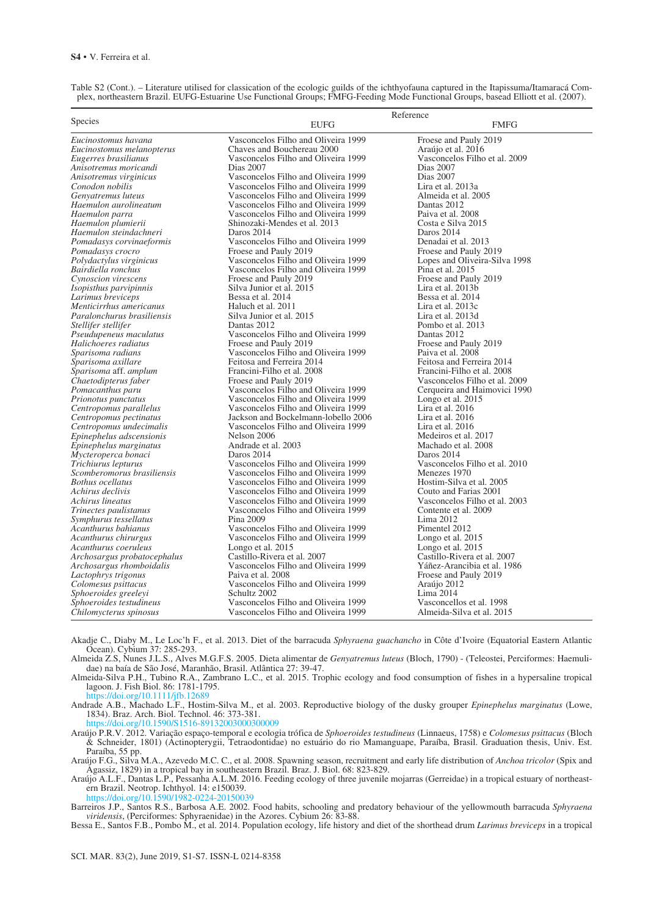Table S2 (Cont.). – Literature utilised for classication of the ecologic guilds of the ichthyofauna captured in the Itapissuma/Itamaracá Complex, northeastern Brazil. EUFG-Estuarine Use Functional Groups; FMFG-Feeding Mode Functional Groups, basead Elliott et al. (2007).

| Species | Reference | |
|---|---|---|
| | EUFG | FMFG |
| *Eucinostomus havana* | Vasconcelos Filho and Oliveira 1999 | Froese and Pauly 2019 |
| *Eucinostomus melanopterus* | Chaves and Bouchereau 2000 | Araújo et al. 2016 |
| *Eugerres brasilianus* | Vasconcelos Filho and Oliveira 1999 | Vasconcelos Filho et al. 2009 |
| *Anisotremus moricandi* | Dias 2007 | Dias 2007 |
| *Anisotremus virginicus* | Vasconcelos Filho and Oliveira 1999 | Dias 2007 |
| *Conodon nobilis* | Vasconcelos Filho and Oliveira 1999 | Lira et al. 2013a |
| *Genyatremus luteus* | Vasconcelos Filho and Oliveira 1999 | Almeida et al. 2005 |
| *Haemulon aurolineatum* | Vasconcelos Filho and Oliveira 1999 | Dantas 2012 |
| *Haemulon parra* | Vasconcelos Filho and Oliveira 1999 | Paiva et al. 2008 |
| *Haemulon plumierii* | Shinozaki-Mendes et al. 2013 | Costa e Silva 2015 |
| *Haemulon steindachneri* | Daros 2014 | Daros 2014 |
| *Pomadasys corvinaeformis* | Vasconcelos Filho and Oliveira 1999 | Denadai et al. 2013 |
| *Pomadasys crocro* | Froese and Pauly 2019 | Froese and Pauly 2019 |
| *Polydactylus virginicus* | Vasconcelos Filho and Oliveira 1999 | Lopes and Oliveira-Silva 1998 |
| *Bairdiella ronchus* | Vasconcelos Filho and Oliveira 1999 | Pina et al. 2015 |
| *Cynoscion virescens* | Froese and Pauly 2019 | Froese and Pauly 2019 |
| *Isopisthus parvipinnis* | Silva Junior et al. 2015 | Lira et al. 2013b |
| *Larimus breviceps* | Bessa et al. 2014 | Bessa et al. 2014 |
| *Menticirrhus americanus* | Haluch et al. 2011 | Lira et al. 2013c |
| *Paralonchurus brasiliensis* | Silva Junior et al. 2015 | Lira et al. 2013d |
| *Stellifer stellifer* | Dantas 2012 | Pombo et al. 2013 |
| *Pseudupeneus maculatus* | Vasconcelos Filho and Oliveira 1999 | Dantas 2012 |
| *Halichoeres radiatus* | Froese and Pauly 2019 | Froese and Pauly 2019 |
| *Sparisoma radians* | Vasconcelos Filho and Oliveira 1999 | Paiva et al. 2008 |
| *Sparisoma axillare* | Feitosa and Ferreira 2014 | Feitosa and Ferreira 2014 |
| *Sparisoma* aff. *amplum* | Francini-Filho et al. 2008 | Francini-Filho et al. 2008 |
| *Chaetodipterus faber* | Froese and Pauly 2019 | Vasconcelos Filho et al. 2009 |
| *Pomacanthus paru* | Vasconcelos Filho and Oliveira 1999 | Cerqueira and Haimovici 1990 |
| *Prionotus punctatus* | Vasconcelos Filho and Oliveira 1999 | Longo et al. 2015 |
| *Centropomus parallelus* | Vasconcelos Filho and Oliveira 1999 | Lira et al. 2016 |
| *Centropomus pectinatus* | Jackson and Bockelmann-lobello 2006 | Lira et al. 2016 |
| *Centropomus undecimalis* | Vasconcelos Filho and Oliveira 1999 | Lira et al. 2016 |
| *Epinephelus adscensionis* | Nelson 2006 | Medeiros et al. 2017 |
| *Epinephelus marginatus* | Andrade et al. 2003 | Machado et al. 2008 |
| *Mycteroperca bonaci* | Daros 2014 | Daros 2014 |
| *Trichiurus lepturus* | Vasconcelos Filho and Oliveira 1999 | Vasconcelos Filho et al. 2010 |
| *Scomberomorus brasiliensis* | Vasconcelos Filho and Oliveira 1999 | Menezes 1970 |
| *Bothus ocellatus* | Vasconcelos Filho and Oliveira 1999 | Hostim-Silva et al. 2005 |
| *Achirus declivis* | Vasconcelos Filho and Oliveira 1999 | Couto and Farias 2001 |
| *Achirus lineatus* | Vasconcelos Filho and Oliveira 1999 | Vasconcelos Filho et al. 2003 |
| *Trinectes paulistanus* | Vasconcelos Filho and Oliveira 1999 | Contente et al. 2009 |
| *Symphurus tessellatus* | Pina 2009 | Lima 2012 |
| *Acanthurus bahianus* | Vasconcelos Filho and Oliveira 1999 | Pimentel 2012 |
| *Acanthurus chirurgus* | Vasconcelos Filho and Oliveira 1999 | Longo et al. 2015 |
| *Acanthurus coeruleus* | Longo et al. 2015 | Longo et al. 2015 |
| *Archosargus probatocephalus* | Castillo-Rivera et al. 2007 | Castillo-Rivera et al. 2007 |
| *Archosargus rhomboidalis* | Vasconcelos Filho and Oliveira 1999 | Yáñez-Arancibia et al. 1986 |
| *Lactophrys trigonus* | Paiva et al. 2008 | Froese and Pauly 2019 |
| *Colomesus psittacus* | Vasconcelos Filho and Oliveira 1999 | Araújo 2012 |
| *Sphoeroides greeleyi* | Schultz 2002 | Lima 2014 |
| *Sphoeroides testudineus* | Vasconcelos Filho and Oliveira 1999 | Vasconcellos et al. 1998 |
| *Chilomycterus spinosus* | Vasconcelos Filho and Oliveira 1999 | Almeida-Silva et al. 2015 |

Akadje C., Diaby M., Le Loc'h F., et al. 2013. Diet of the barracuda *Sphyraena guachancho* in Côte d'Ivoire (Equatorial Eastern Atlantic Ocean). Cybium 37: 285-293.

Almeida Z.S, Nunes J.L.S., Alves M.G.F.S. 2005. Dieta alimentar de *Genyatremus luteus* (Bloch, 1790) - (Teleostei, Perciformes: Haemulidae) na baía de São José, Maranhão, Brasil. Atlântica 27: 39-47.

Almeida-Silva P.H., Tubino R.A., Zambrano L.C., et al. 2015. Trophic ecology and food consumption of fishes in a hypersaline tropical lagoon. J. Fish Biol. 86: 1781-1795.
https://doi.org/10.1111/jfb.12689

Andrade A.B., Machado L.F., Hostim-Silva M., et al. 2003. Reproductive biology of the dusky grouper *Epinephelus marginatus* (Lowe, 1834). Braz. Arch. Biol. Technol. 46: 373-381.
https://doi.org/10.1590/S1516-89132003000300009

Araújo P.R.V. 2012. Variação espaço-temporal e ecologia trófica de *Sphoeroides testudineus* (Linnaeus, 1758) e *Colomesus psittacus* (Bloch & Schneider, 1801) (Actinopterygii, Tetraodontidae) no estuário do rio Mamanguape, Paraíba, Brasil. Graduation thesis, Univ. Est. Paraíba, 55 pp.

Araújo F.G., Silva M.A., Azevedo M.C. C., et al. 2008. Spawning season, recruitment and early life distribution of *Anchoa tricolor* (Spix and Agassiz, 1829) in a tropical bay in southeastern Brazil. Braz. J. Biol. 68: 823-829.

Araújo A.L.F., Dantas L.P., Pessanha A.L.M. 2016. Feeding ecology of three juvenile mojarras (Gerreidae) in a tropical estuary of northeastern Brazil. Neotrop. Ichthyol. 14: e150039.
https://doi.org/10.1590/1982-0224-20150039

Barreiros J.P., Santos R.S., Barbosa A.E. 2002. Food habits, schooling and predatory behaviour of the yellowmouth barracuda *Sphyraena viridensis*, (Perciformes: Sphyraenidae) in the Azores. Cybium 26: 83-88.

Bessa E., Santos F.B., Pombo M., et al. 2014. Population ecology, life history and diet of the shorthead drum *Larimus breviceps* in a tropical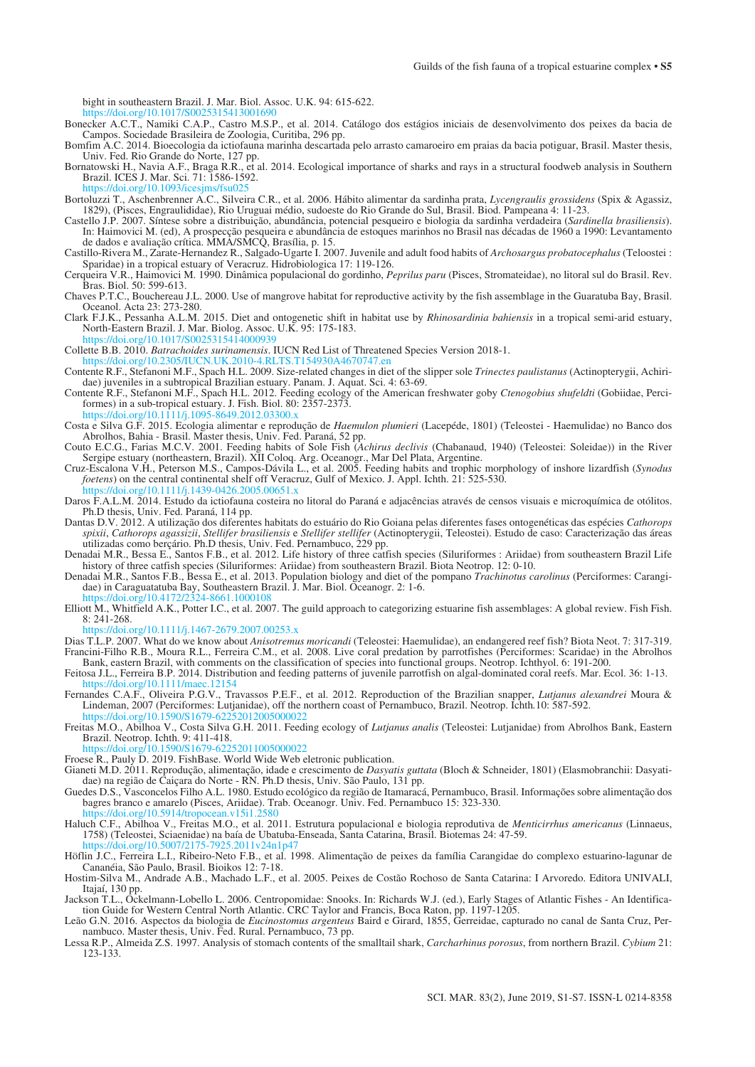bight in southeastern Brazil. J. Mar. Biol. Assoc. U.K. 94: 615-622.
https://doi.org/10.1017/S0025315413001690

Bonecker A.C.T., Namiki C.A.P., Castro M.S.P., et al. 2014. Catálogo dos estágios iniciais de desenvolvimento dos peixes da bacia de Campos. Sociedade Brasileira de Zoologia, Curitiba, 296 pp.

Bomfim A.C. 2014. Bioecologia da ictiofauna marinha descartada pelo arrasto camaroeiro em praias da bacia potiguar, Brasil. Master thesis, Univ. Fed. Rio Grande do Norte, 127 pp.

Bornatowski H., Navia A.F., Braga R.R., et al. 2014. Ecological importance of sharks and rays in a structural foodweb analysis in Southern Brazil. ICES J. Mar. Sci. 71: 1586-1592.
https://doi.org/10.1093/icesjms/fsu025

Bortoluzzi T., Aschenbrenner A.C., Silveira C.R., et al. 2006. Hábito alimentar da sardinha prata, *Lycengraulis grossidens* (Spix & Agassiz, 1829), (Pisces, Engraulididae), Rio Uruguai médio, sudoeste do Rio Grande do Sul, Brasil. Biod. Pampeana 4: 11-23.

Castello J.P. 2007. Síntese sobre a distribuição, abundância, potencial pesqueiro e biologia da sardinha verdadeira (*Sardinella brasiliensis*). In: Haimovici M. (ed), A prospecção pesqueira e abundância de estoques marinhos no Brasil nas décadas de 1960 a 1990: Levantamento de dados e avaliação crítica. MMA/SMCQ, Brasília, p. 15.

Castillo-Rivera M., Zarate-Hernandez R., Salgado-Ugarte I. 2007. Juvenile and adult food habits of *Archosargus probatocephalus* (Teloostei : Sparidae) in a tropical estuary of Veracruz. Hidrobiologica 17: 119-126.

Cerqueira V.R., Haimovici M. 1990. Dinâmica populacional do gordinho, *Peprilus paru* (Pisces, Stromateidae), no litoral sul do Brasil. Rev. Bras. Biol. 50: 599-613.

Chaves P.T.C., Bouchereau J.L. 2000. Use of mangrove habitat for reproductive activity by the fish assemblage in the Guaratuba Bay, Brasil. Oceanol. Acta 23: 273-280.

Clark F.J.K., Pessanha A.L.M. 2015. Diet and ontogenetic shift in habitat use by *Rhinosardinia bahiensis* in a tropical semi-arid estuary, North-Eastern Brazil. J. Mar. Biolog. Assoc. U.K. 95: 175-183.
https://doi.org/10.1017/S0025315414000939

Collette B.B. 2010. *Batrachoides surinamensis*. IUCN Red List of Threatened Species Version 2018-1.
https://doi.org/10.2305/IUCN.UK.2010-4.RLTS.T154930A4670747.en

Contente R.F., Stefanoni M.F., Spach H.L. 2009. Size-related changes in diet of the slipper sole *Trinectes paulistanus* (Actinopterygii, Achiridae) juveniles in a subtropical Brazilian estuary. Panam. J. Aquat. Sci. 4: 63-69.

Contente R.F., Stefanoni M.F., Spach H.L. 2012. Feeding ecology of the American freshwater goby *Ctenogobius shufeldti* (Gobiidae, Perciformes) in a sub-tropical estuary. J. Fish. Biol. 80: 2357-2373.
https://doi.org/10.1111/j.1095-8649.2012.03300.x

Costa e Silva G.F. 2015. Ecologia alimentar e reprodução de *Haemulon plumieri* (Lacepéde, 1801) (Teleostei - Haemulidae) no Banco dos Abrolhos, Bahia - Brasil. Master thesis, Univ. Fed. Paraná, 52 pp.

Couto E.C.G., Farias M.C.V. 2001. Feeding habits of Sole Fish (*Achirus declivis* (Chabanaud, 1940) (Teleostei: Soleidae)) in the River Sergipe estuary (northeastern, Brazil). XII Coloq. Arg. Oceanogr., Mar Del Plata, Argentine.

Cruz-Escalona V.H., Peterson M.S., Campos-Dávila L., et al. 2005. Feeding habits and trophic morphology of inshore lizardfish (*Synodus foetens*) on the central continental shelf off Veracruz, Gulf of Mexico. J. Appl. Ichth. 21: 525-530.
https://doi.org/10.1111/j.1439-0426.2005.00651.x

Daros F.A.L.M. 2014. Estudo da ictiofauna costeira no litoral do Paraná e adjacências através de censos visuais e microquímica de otólitos. Ph.D thesis, Univ. Fed. Paraná, 114 pp.

Dantas D.V. 2012. A utilização dos diferentes habitats do estuário do Rio Goiana pelas diferentes fases ontogenéticas das espécies *Cathorops spixii*, *Cathorops agassizii*, *Stellifer brasiliensis* e *Stellifer stellifer* (Actinopterygii, Teleostei). Estudo de caso: Caracterização das áreas utilizadas como berçário. Ph.D thesis, Univ. Fed. Pernambuco, 229 pp.

Denadai M.R., Bessa E., Santos F.B., et al. 2012. Life history of three catfish species (Siluriformes : Ariidae) from southeastern Brazil Life history of three catfish species (Siluriformes: Ariidae) from southeastern Brazil. Biota Neotrop. 12: 0-10.

Denadai M.R., Santos F.B., Bessa E., et al. 2013. Population biology and diet of the pompano *Trachinotus carolinus* (Perciformes: Carangidae) in Caraguatatuba Bay, Southeastern Brazil. J. Mar. Biol. Oceanogr. 2: 1-6.
https://doi.org/10.4172/2324-8661.1000108

Elliott M., Whitfield A.K., Potter I.C., et al. 2007. The guild approach to categorizing estuarine fish assemblages: A global review. Fish Fish. 8: 241-268.
https://doi.org/10.1111/j.1467-2679.2007.00253.x

Dias T.L.P. 2007. What do we know about *Anisotremus moricandi* (Teleostei: Haemulidae), an endangered reef fish? Biota Neot. 7: 317-319.

Francini-Filho R.B., Moura R.L., Ferreira C.M., et al. 2008. Live coral predation by parrotfishes (Perciformes: Scaridae) in the Abrolhos Bank, eastern Brazil, with comments on the classification of species into functional groups. Neotrop. Ichthyol. 6: 191-200.

Feitosa J.L., Ferreira B.P. 2014. Distribution and feeding patterns of juvenile parrotfish on algal-dominated coral reefs. Mar. Ecol. 36: 1-13.
https://doi.org/10.1111/maec.12154

Fernandes C.A.F., Oliveira P.G.V., Travassos P.E.F., et al. 2012. Reproduction of the Brazilian snapper, *Lutjanus alexandrei* Moura & Lindeman, 2007 (Perciformes: Lutjanidae), off the northern coast of Pernambuco, Brazil. Neotrop. Ichth. 10: 587-592.
https://doi.org/10.1590/S1679-62252012005000022

Freitas M.O., Abilhoa V., Costa Silva G.H. 2011. Feeding ecology of *Lutjanus analis* (Teleostei: Lutjanidae) from Abrolhos Bank, Eastern Brazil. Neotrop. Ichth. 9: 411-418.
https://doi.org/10.1590/S1679-62252011005000022

Froese R., Pauly D. 2019. FishBase. World Wide Web eletronic publication.

Gianeti M.D. 2011. Reprodução, alimentação, idade e crescimento de *Dasyatis guttata* (Bloch & Schneider, 1801) (Elasmobranchii: Dasyatidae) na região de Caiçara do Norte - RN. Ph.D thesis, Univ. São Paulo, 131 pp.

Guedes D.S., Vasconcelos Filho A.L. 1980. Estudo ecológico da região de Itamaracá, Pernambuco, Brasil. Informações sobre alimentação dos bagres branco e amarelo (Pisces, Ariidae). Trab. Oceanogr. Univ. Fed. Pernambuco 15: 323-330.
https://doi.org/10.5914/tropocean.v15i1.2580

Haluch C.F., Abilhoa V., Freitas M.O., et al. 2011. Estrutura populacional e biologia reprodutiva de *Menticirrhus americanus* (Linnaeus, 1758) (Teleostei, Sciaenidae) na baía de Ubatuba-Enseada, Santa Catarina, Brasil. Biotemas 24: 47-59.
https://doi.org/10.5007/2175-7925.2011v24n1p47

Höflin J.C., Ferreira L.I., Ribeiro-Neto F.B., et al. 1998. Alimentação de peixes da família Carangidae do complexo estuarino-lagunar de Cananéia, São Paulo, Brasil. Bioikos 12: 7-18.

Hostim-Silva M., Andrade A.B., Machado L.F., et al. 2005. Peixes de Costão Rochoso de Santa Catarina: I Arvoredo. Editora UNIVALI, Itajaí, 130 pp.

Jackson T.L., Ockelmann-Lobello L. 2006. Centropomidae: Snooks. In: Richards W.J. (ed.), Early Stages of Atlantic Fishes - An Identification Guide for Western Central North Atlantic. CRC Taylor and Francis, Boca Raton, pp. 1197-1205.

Leão G.N. 2016. Aspectos da biologia de *Eucinostomus argenteus* Baird e Girard, 1855, Gerreidae, capturado no canal de Santa Cruz, Pernambuco. Master thesis, Univ. Fed. Rural. Pernambuco, 73 pp.

Lessa R.P., Almeida Z.S. 1997. Analysis of stomach contents of the smalltail shark, *Carcharhinus porosus*, from northern Brazil. *Cybium* 21: 123-133.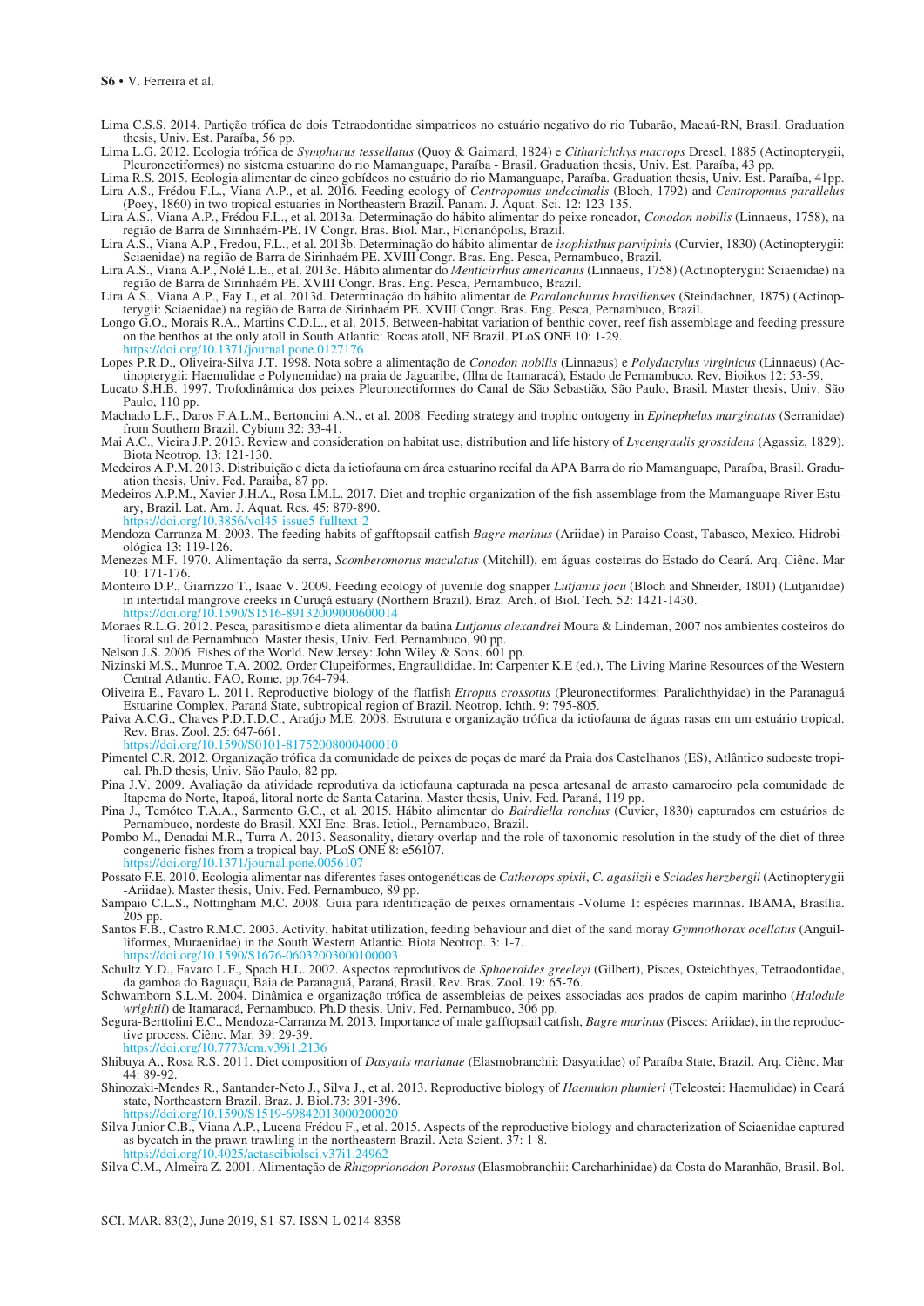Lima C.S.S. 2014. Partição trófica de dois Tetraodontidae simpatricos no estuário negativo do rio Tubarão, Macaú-RN, Brasil. Graduation thesis, Univ. Est. Paraíba, 56 pp.

Lima L.G. 2012. Ecologia trófica de *Symphurus tessellatus* (Quoy & Gaimard, 1824) e *Citharichthys macrops* Dresel, 1885 (Actinopterygii, Pleuronectiformes) no sistema estuarino do rio Mamanguape, Paraíba - Brasil. Graduation thesis, Univ. Est. Paraíba, 43 pp.

Lima R.S. 2015. Ecologia alimentar de cinco gobídeos no estuário do rio Mamanguape, Paraíba. Graduation thesis, Univ. Est. Paraíba, 41pp.

Lira A.S., Frédou F.L., Viana A.P., et al. 2016. Feeding ecology of *Centropomus undecimalis* (Bloch, 1792) and *Centropomus parallelus* (Poey, 1860) in two tropical estuaries in Northeastern Brazil. Panam. J. Aquat. Sci. 12: 123-135.

Lira A.S., Viana A.P., Frédou F.L., et al. 2013a. Determinação do hábito alimentar do peixe roncador, *Conodon nobilis* (Linnaeus, 1758), na região de Barra de Sirinhaém-PE. IV Congr. Bras. Biol. Mar., Florianópolis, Brazil.

Lira A.S., Viana A.P., Fredou, F.L., et al. 2013b. Determinação do hábito alimentar de *isophisthus parvipinis* (Curvier, 1830) (Actinopterygii: Sciaenidae) na região de Barra de Sirinhaém PE. XVIII Congr. Bras. Eng. Pesca, Pernambuco, Brazil.

Lira A.S., Viana A.P., Nolé L.E., et al. 2013c. Hábito alimentar do *Menticirrhus americanus* (Linnaeus, 1758) (Actinopterygii: Sciaenidae) na região de Barra de Sirinhaém PE. XVIII Congr. Bras. Eng. Pesca, Pernambuco, Brazil.

Lira A.S., Viana A.P., Fay J., et al. 2013d. Determinação do hábito alimentar de *Paralonchurus brasilienses* (Steindachner, 1875) (Actinopterygii: Sciaenidae) na região de Barra de Sirinhaém PE. XVIII Congr. Bras. Eng. Pesca, Pernambuco, Brazil.

Longo G.O., Morais R.A., Martins C.D.L., et al. 2015. Between-habitat variation of benthic cover, reef fish assemblage and feeding pressure on the benthos at the only atoll in South Atlantic: Rocas atoll, NE Brazil. PLoS ONE 10: 1-29. https://doi.org/10.1371/journal.pone.0127176

Lopes P.R.D., Oliveira-Silva J.T. 1998. Nota sobre a alimentação de *Conodon nobilis* (Linnaeus) e *Polydactylus virginicus* (Linnaeus) (Actinopterygii: Haemulidae e Polynemidae) na praia de Jaguaribe, (Ilha de Itamaracá), Estado de Pernambuco. Rev. Bioikos 12: 53-59.

Lucato S.H.B. 1997. Trofodinâmica dos peixes Pleuronectiformes do Canal de São Sebastião, São Paulo, Brasil. Master thesis, Univ. São Paulo, 110 pp.

Machado L.F., Daros F.A.L.M., Bertoncini A.N., et al. 2008. Feeding strategy and trophic ontogeny in *Epinephelus marginatus* (Serranidae) from Southern Brazil. Cybium 32: 33-41.

Mai A.C., Vieira J.P. 2013. Review and consideration on habitat use, distribution and life history of *Lycengraulis grossidens* (Agassiz, 1829). Biota Neotrop. 13: 121-130.

Medeiros A.P.M. 2013. Distribuição e dieta da ictiofauna em área estuarino recifal da APA Barra do rio Mamanguape, Paraíba, Brasil. Graduation thesis, Univ. Fed. Paraiba, 87 pp.

Medeiros A.P.M., Xavier J.H.A., Rosa I.M.L. 2017. Diet and trophic organization of the fish assemblage from the Mamanguape River Estuary, Brazil. Lat. Am. J. Aquat. Res. 45: 879-890. https://doi.org/10.3856/vol45-issue5-fulltext-2

Mendoza-Carranza M. 2003. The feeding habits of gafftopsail catfish *Bagre marinus* (Ariidae) in Paraiso Coast, Tabasco, Mexico. Hidrobiológica 13: 119-126.

Menezes M.F. 1970. Alimentação da serra, *Scomberomorus maculatus* (Mitchill), em águas costeiras do Estado do Ceará. Arq. Ciênc. Mar 10: 171-176.

Monteiro D.P., Giarrizzo T., Isaac V. 2009. Feeding ecology of juvenile dog snapper *Lutjanus jocu* (Bloch and Shneider, 1801) (Lutjanidae) in intertidal mangrove creeks in Curuçá estuary (Northern Brazil). Braz. Arch. of Biol. Tech. 52: 1421-1430. https://doi.org/10.1590/S1516-89132009000600014

Moraes R.L.G. 2012. Pesca, parasitismo e dieta alimentar da baúna *Lutjanus alexandrei* Moura & Lindeman, 2007 nos ambientes costeiros do litoral sul de Pernambuco. Master thesis, Univ. Fed. Pernambuco, 90 pp.

Nelson J.S. 2006. Fishes of the World. New Jersey: John Wiley & Sons. 601 pp.

Nizinski M.S., Munroe T.A. 2002. Order Clupeiformes, Engraulididae. In: Carpenter K.E (ed.), The Living Marine Resources of the Western Central Atlantic. FAO, Rome, pp.764-794.

Oliveira E., Favaro L. 2011. Reproductive biology of the flatfish *Etropus crossotus* (Pleuronectiformes: Paralichthyidae) in the Paranaguá Estuarine Complex, Paraná State, subtropical region of Brazil. Neotrop. Ichth. 9: 795-805.

Paiva A.C.G., Chaves P.D.T.D.C., Araújo M.E. 2008. Estrutura e organização trófica da ictiofauna de águas rasas em um estuário tropical. Rev. Bras. Zool. 25: 647-661. https://doi.org/10.1590/S0101-81752008000400010

Pimentel C.R. 2012. Organização trófica da comunidade de peixes de poças de maré da Praia dos Castelhanos (ES), Atlântico sudoeste tropical. Ph.D thesis, Univ. São Paulo, 82 pp.

Pina J.V. 2009. Avaliação da atividade reprodutiva da ictiofauna capturada na pesca artesanal de arrasto camaroeiro pela comunidade de Itapema do Norte, Itapoá, litoral norte de Santa Catarina. Master thesis, Univ. Fed. Paraná, 119 pp.

Pina J., Temóteo T.A.A., Sarmento G.C., et al. 2015. Hábito alimentar do *Bairdiella ronchus* (Cuvier, 1830) capturados em estuários de Pernambuco, nordeste do Brasil. XXI Enc. Bras. Ictiol., Pernambuco, Brazil.

Pombo M., Denadai M.R., Turra A. 2013. Seasonality, dietary overlap and the role of taxonomic resolution in the study of the diet of three congeneric fishes from a tropical bay. PLoS ONE 8: e56107. https://doi.org/10.1371/journal.pone.0056107

Possato F.E. 2010. Ecologia alimentar nas diferentes fases ontogenéticas de *Cathorops spixii*, *C. agasiizii* e *Sciades herzbergii* (Actinopterygii -Ariidae). Master thesis, Univ. Fed. Pernambuco, 89 pp.

Sampaio C.L.S., Nottingham M.C. 2008. Guia para identificação de peixes ornamentais -Volume 1: espécies marinhas. IBAMA, Brasília. 205 pp.

Santos F.B., Castro R.M.C. 2003. Activity, habitat utilization, feeding behaviour and diet of the sand moray *Gymnothorax ocellatus* (Anguilliformes, Muraenidae) in the South Western Atlantic. Biota Neotrop. 3: 1-7. https://doi.org/10.1590/S1676-06032003000100003

Schultz Y.D., Favaro L.F., Spach H.L. 2002. Aspectos reprodutivos de *Sphoeroides greeleyi* (Gilbert), Pisces, Osteichthyes, Tetraodontidae, da gamboa do Baguaçu, Baia de Paranaguá, Paraná, Brasil. Rev. Bras. Zool. 19: 65-76.

Schwamborn S.L.M. 2004. Dinâmica e organização trófica de assembleias de peixes associadas aos prados de capim marinho (*Halodule wrightii*) de Itamaracá, Pernambuco. Ph.D thesis, Univ. Fed. Pernambuco, 306 pp.

Segura-Berttolini E.C., Mendoza-Carranza M. 2013. Importance of male gafftopsail catfish, *Bagre marinus* (Pisces: Ariidae), in the reproductive process. Ciênc. Mar. 39: 29-39. https://doi.org/10.7773/cm.v39i1.2136

Shibuya A., Rosa R.S. 2011. Diet composition of *Dasyatis marianae* (Elasmobranchii: Dasyatidae) of Paraíba State, Brazil. Arq. Ciênc. Mar 44: 89-92.

Shinozaki-Mendes R., Santander-Neto J., Silva J., et al. 2013. Reproductive biology of *Haemulon plumieri* (Teleostei: Haemulidae) in Ceará state, Northeastern Brazil. Braz. J. Biol.73: 391-396. https://doi.org/10.1590/S1519-69842013000200020

Silva Junior C.B., Viana A.P., Lucena Frédou F., et al. 2015. Aspects of the reproductive biology and characterization of Sciaenidae captured as bycatch in the prawn trawling in the northeastern Brazil. Acta Scient. 37: 1-8. https://doi.org/10.4025/actascibiolsci.v37i1.24962

Silva C.M., Almeira Z. 2001. Alimentação de *Rhizoprionodon Porosus* (Elasmobranchii: Carcharhinidae) da Costa do Maranhão, Brasil. Bol.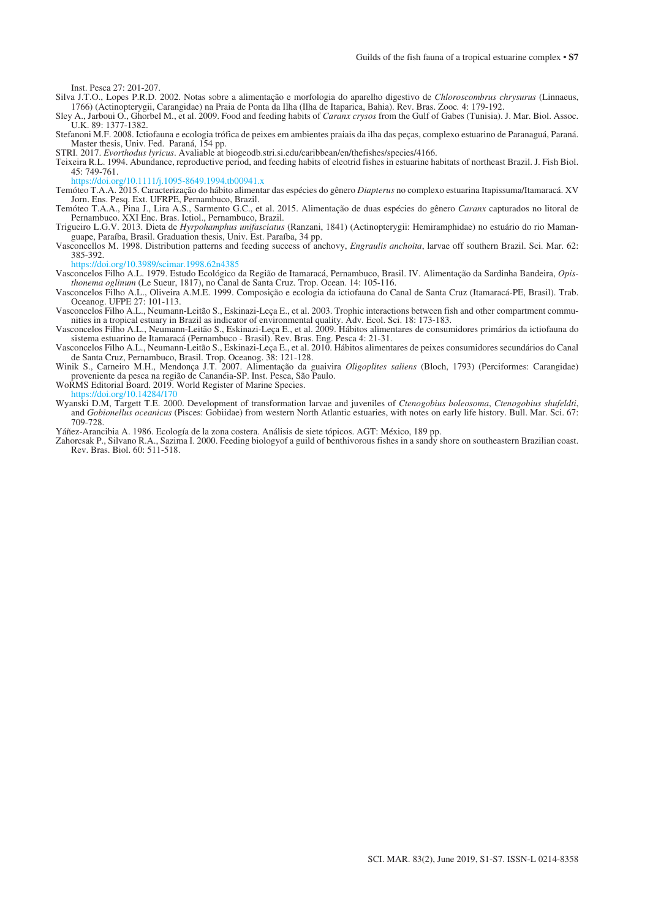Inst. Pesca 27: 201-207.

Silva J.T.O., Lopes P.R.D. 2002. Notas sobre a alimentação e morfologia do aparelho digestivo de *Chloroscombrus chrysurus* (Linnaeus, 1766) (Actinopterygii, Carangidae) na Praia de Ponta da Ilha (Ilha de Itaparica, Bahia). Rev. Bras. Zooc. 4: 179-192.

Sley A., Jarboui O., Ghorbel M., et al. 2009. Food and feeding habits of *Caranx crysos* from the Gulf of Gabes (Tunisia). J. Mar. Biol. Assoc. U.K. 89: 1377-1382.

Stefanoni M.F. 2008. Ictiofauna e ecologia trófica de peixes em ambientes praiais da ilha das peças, complexo estuarino de Paranaguá, Paraná. Master thesis, Univ. Fed. Paraná, 154 pp.

STRI. 2017. *Evorthodus lyricus*. Avaliable at biogeodb.stri.si.edu/caribbean/en/thefishes/species/4166.

Teixeira R.L. 1994. Abundance, reproductive period, and feeding habits of eleotrid fishes in estuarine habitats of northeast Brazil. J. Fish Biol. 45: 749-761.
https://doi.org/10.1111/j.1095-8649.1994.tb00941.x

Temóteo T.A.A. 2015. Caracterização do hábito alimentar das espécies do gênero *Diapterus* no complexo estuarina Itapissuma/Itamaracá. XV Jorn. Ens. Pesq. Ext. UFRPE, Pernambuco, Brazil.

Temóteo T.A.A., Pina J., Lira A.S., Sarmento G.C., et al. 2015. Alimentação de duas espécies do gênero *Caranx* capturados no litoral de Pernambuco. XXI Enc. Bras. Ictiol., Pernambuco, Brazil.

Trigueiro L.G.V. 2013. Dieta de *Hyrpohamphus unifasciatus* (Ranzani, 1841) (Actinopterygii: Hemiramphidae) no estuário do rio Mamanguape, Paraíba, Brasil. Graduation thesis, Univ. Est. Paraíba, 34 pp.

Vasconcellos M. 1998. Distribution patterns and feeding success of anchovy, *Engraulis anchoita*, larvae off southern Brazil. Sci. Mar. 62: 385-392.
https://doi.org/10.3989/scimar.1998.62n4385

Vasconcelos Filho A.L. 1979. Estudo Ecológico da Região de Itamaracá, Pernambuco, Brasil. IV. Alimentação da Sardinha Bandeira, *Opisthonema oglinum* (Le Sueur, 1817), no Canal de Santa Cruz. Trop. Ocean. 14: 105-116.

Vasconcelos Filho A.L., Oliveira A.M.E. 1999. Composição e ecologia da ictiofauna do Canal de Santa Cruz (Itamaracá-PE, Brasil). Trab. Oceanog. UFPE 27: 101-113.

Vasconcelos Filho A.L., Neumann-Leitão S., Eskinazi-Leça E., et al. 2003. Trophic interactions between fish and other compartment communities in a tropical estuary in Brazil as indicator of environmental quality. Adv. Ecol. Sci. 18: 173-183.

Vasconcelos Filho A.L., Neumann-Leitão S., Eskinazi-Leça E., et al. 2009. Hábitos alimentares de consumidores primários da ictiofauna do sistema estuarino de Itamaracá (Pernambuco - Brasil). Rev. Bras. Eng. Pesca 4: 21-31.

Vasconcelos Filho A.L., Neumann-Leitão S., Eskinazi-Leça E., et al. 2010. Hábitos alimentares de peixes consumidores secundários do Canal de Santa Cruz, Pernambuco, Brasil. Trop. Oceanog. 38: 121-128.

Winik S., Carneiro M.H., Mendonça J.T. 2007. Alimentação da guaivira *Oligoplites saliens* (Bloch, 1793) (Perciformes: Carangidae) proveniente da pesca na região de Cananéia-SP. Inst. Pesca, São Paulo.

WoRMS Editorial Board. 2019. World Register of Marine Species.
https://doi.org/10.14284/170

Wyanski D.M, Targett T.E. 2000. Development of transformation larvae and juveniles of *Ctenogobius boleosoma*, *Ctenogobius shufeldti*, and *Gobionellus oceanicus* (Pisces: Gobiidae) from western North Atlantic estuaries, with notes on early life history. Bull. Mar. Sci. 67: 709-728.

Yáñez-Arancibia A. 1986. Ecología de la zona costera. Análisis de siete tópicos. AGT: México, 189 pp.

Zahorcsak P., Silvano R.A., Sazima I. 2000. Feeding biologyof a guild of benthivorous fishes in a sandy shore on southeastern Brazilian coast. Rev. Bras. Biol. 60: 511-518.